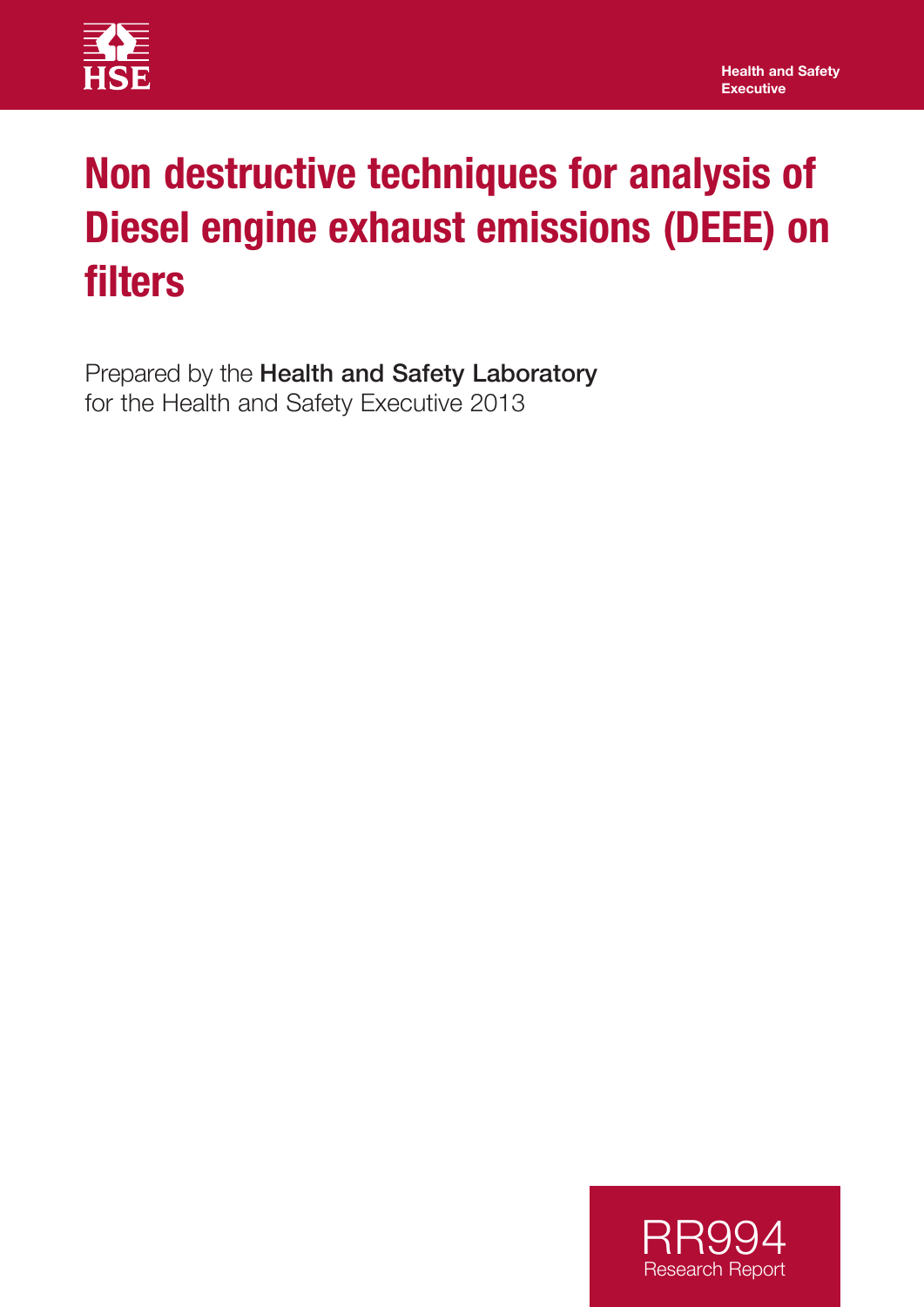Health and Safety Executive

# Non destructive techniques for analysis of Diesel engine exhaust emissions (DEEE) on filters

Prepared by the **Health and Safety Laboratory** for the Health and Safety Executive 2013

RR994
Research Report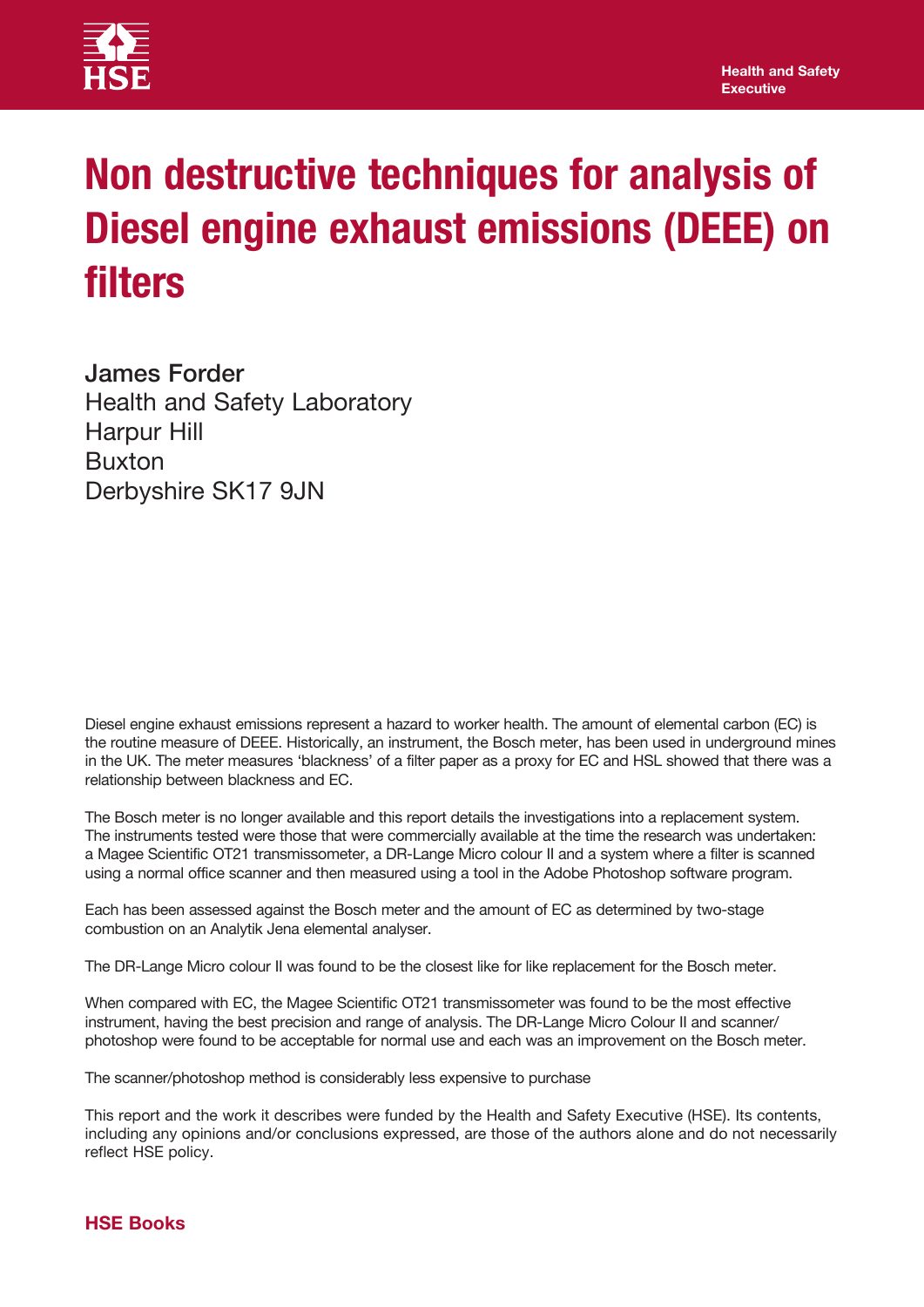Health and Safety Executive

# Non destructive techniques for analysis of Diesel engine exhaust emissions (DEEE) on filters

**James Forder**
Health and Safety Laboratory
Harpur Hill
Buxton
Derbyshire SK17 9JN

Diesel engine exhaust emissions represent a hazard to worker health. The amount of elemental carbon (EC) is the routine measure of DEEE. Historically, an instrument, the Bosch meter, has been used in underground mines in the UK. The meter measures 'blackness' of a filter paper as a proxy for EC and HSL showed that there was a relationship between blackness and EC.

The Bosch meter is no longer available and this report details the investigations into a replacement system. The instruments tested were those that were commercially available at the time the research was undertaken: a Magee Scientific OT21 transmissometer, a DR-Lange Micro colour II and a system where a filter is scanned using a normal office scanner and then measured using a tool in the Adobe Photoshop software program.

Each has been assessed against the Bosch meter and the amount of EC as determined by two-stage combustion on an Analytik Jena elemental analyser.

The DR-Lange Micro colour II was found to be the closest like for like replacement for the Bosch meter.

When compared with EC, the Magee Scientific OT21 transmissometer was found to be the most effective instrument, having the best precision and range of analysis. The DR-Lange Micro Colour II and scanner/photoshop were found to be acceptable for normal use and each was an improvement on the Bosch meter.

The scanner/photoshop method is considerably less expensive to purchase

This report and the work it describes were funded by the Health and Safety Executive (HSE). Its contents, including any opinions and/or conclusions expressed, are those of the authors alone and do not necessarily reflect HSE policy.

**HSE Books**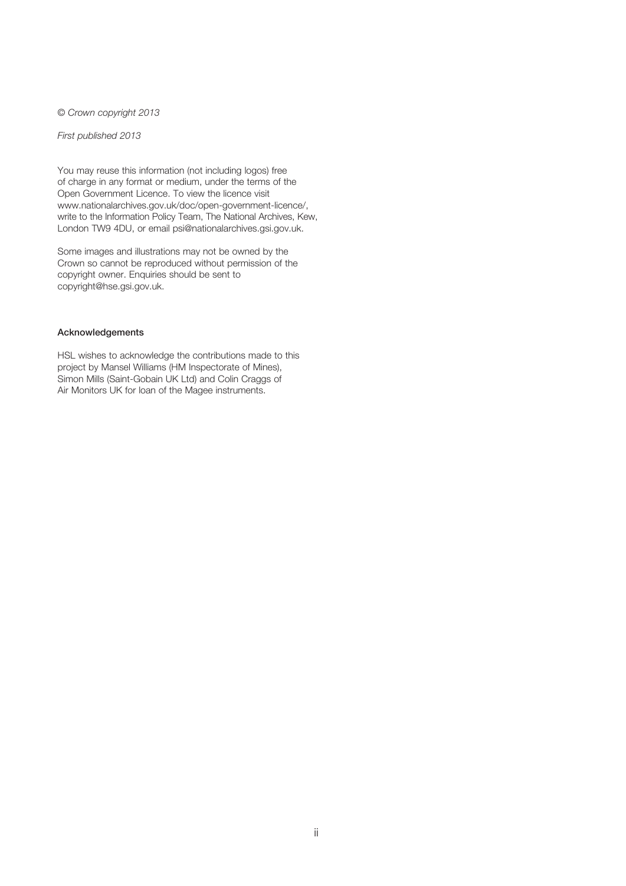*© Crown copyright 2013*

*First published 2013*

You may reuse this information (not including logos) free of charge in any format or medium, under the terms of the Open Government Licence. To view the licence visit www.nationalarchives.gov.uk/doc/open-government-licence/, write to the Information Policy Team, The National Archives, Kew, London TW9 4DU, or email psi@nationalarchives.gsi.gov.uk.

Some images and illustrations may not be owned by the Crown so cannot be reproduced without permission of the copyright owner. Enquiries should be sent to copyright@hse.gsi.gov.uk.

**Acknowledgements**

HSL wishes to acknowledge the contributions made to this project by Mansel Williams (HM Inspectorate of Mines), Simon Mills (Saint-Gobain UK Ltd) and Colin Craggs of Air Monitors UK for loan of the Magee instruments.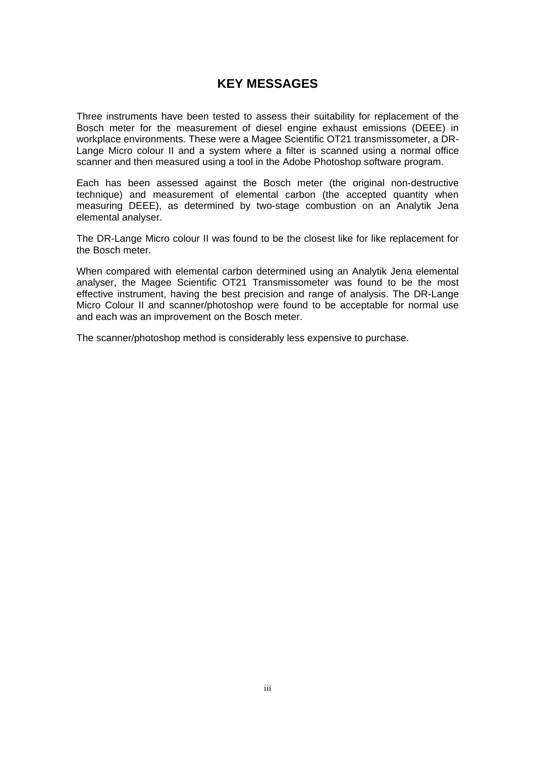# KEY MESSAGES

Three instruments have been tested to assess their suitability for replacement of the Bosch meter for the measurement of diesel engine exhaust emissions (DEEE) in workplace environments. These were a Magee Scientific OT21 transmissometer, a DR-Lange Micro colour II and a system where a filter is scanned using a normal office scanner and then measured using a tool in the Adobe Photoshop software program.

Each has been assessed against the Bosch meter (the original non-destructive technique) and measurement of elemental carbon (the accepted quantity when measuring DEEE), as determined by two-stage combustion on an Analytik Jena elemental analyser.

The DR-Lange Micro colour II was found to be the closest like for like replacement for the Bosch meter.

When compared with elemental carbon determined using an Analytik Jena elemental analyser, the Magee Scientific OT21 Transmissometer was found to be the most effective instrument, having the best precision and range of analysis. The DR-Lange Micro Colour II and scanner/photoshop were found to be acceptable for normal use and each was an improvement on the Bosch meter.

The scanner/photoshop method is considerably less expensive to purchase.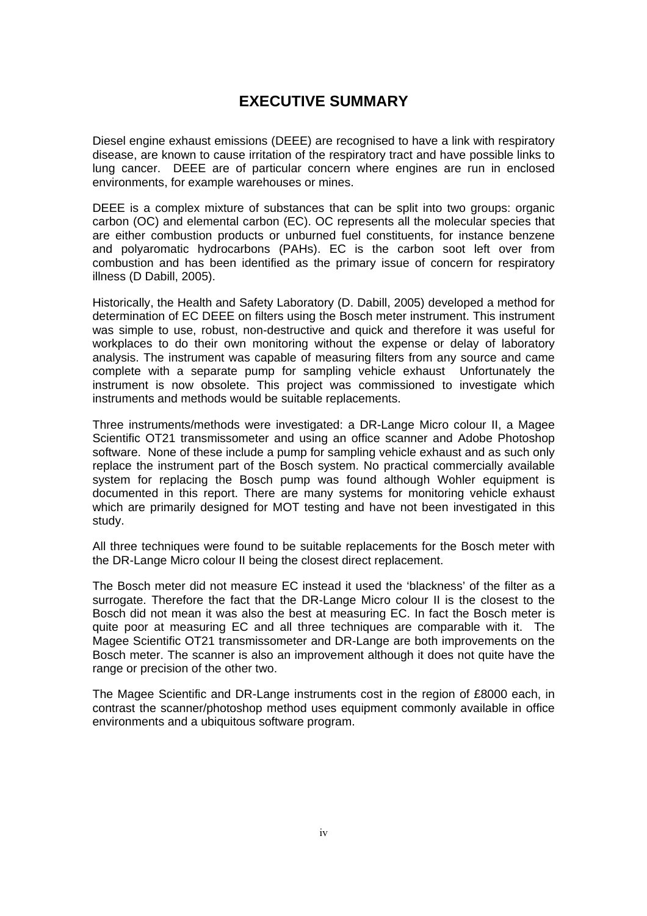# EXECUTIVE SUMMARY

Diesel engine exhaust emissions (DEEE) are recognised to have a link with respiratory disease, are known to cause irritation of the respiratory tract and have possible links to lung cancer. DEEE are of particular concern where engines are run in enclosed environments, for example warehouses or mines.

DEEE is a complex mixture of substances that can be split into two groups: organic carbon (OC) and elemental carbon (EC). OC represents all the molecular species that are either combustion products or unburned fuel constituents, for instance benzene and polyaromatic hydrocarbons (PAHs). EC is the carbon soot left over from combustion and has been identified as the primary issue of concern for respiratory illness (D Dabill, 2005).

Historically, the Health and Safety Laboratory (D. Dabill, 2005) developed a method for determination of EC DEEE on filters using the Bosch meter instrument. This instrument was simple to use, robust, non-destructive and quick and therefore it was useful for workplaces to do their own monitoring without the expense or delay of laboratory analysis. The instrument was capable of measuring filters from any source and came complete with a separate pump for sampling vehicle exhaust Unfortunately the instrument is now obsolete. This project was commissioned to investigate which instruments and methods would be suitable replacements.

Three instruments/methods were investigated: a DR-Lange Micro colour II, a Magee Scientific OT21 transmissometer and using an office scanner and Adobe Photoshop software. None of these include a pump for sampling vehicle exhaust and as such only replace the instrument part of the Bosch system. No practical commercially available system for replacing the Bosch pump was found although Wohler equipment is documented in this report. There are many systems for monitoring vehicle exhaust which are primarily designed for MOT testing and have not been investigated in this study.

All three techniques were found to be suitable replacements for the Bosch meter with the DR-Lange Micro colour II being the closest direct replacement.

The Bosch meter did not measure EC instead it used the 'blackness' of the filter as a surrogate. Therefore the fact that the DR-Lange Micro colour II is the closest to the Bosch did not mean it was also the best at measuring EC. In fact the Bosch meter is quite poor at measuring EC and all three techniques are comparable with it. The Magee Scientific OT21 transmissometer and DR-Lange are both improvements on the Bosch meter. The scanner is also an improvement although it does not quite have the range or precision of the other two.

The Magee Scientific and DR-Lange instruments cost in the region of £8000 each, in contrast the scanner/photoshop method uses equipment commonly available in office environments and a ubiquitous software program.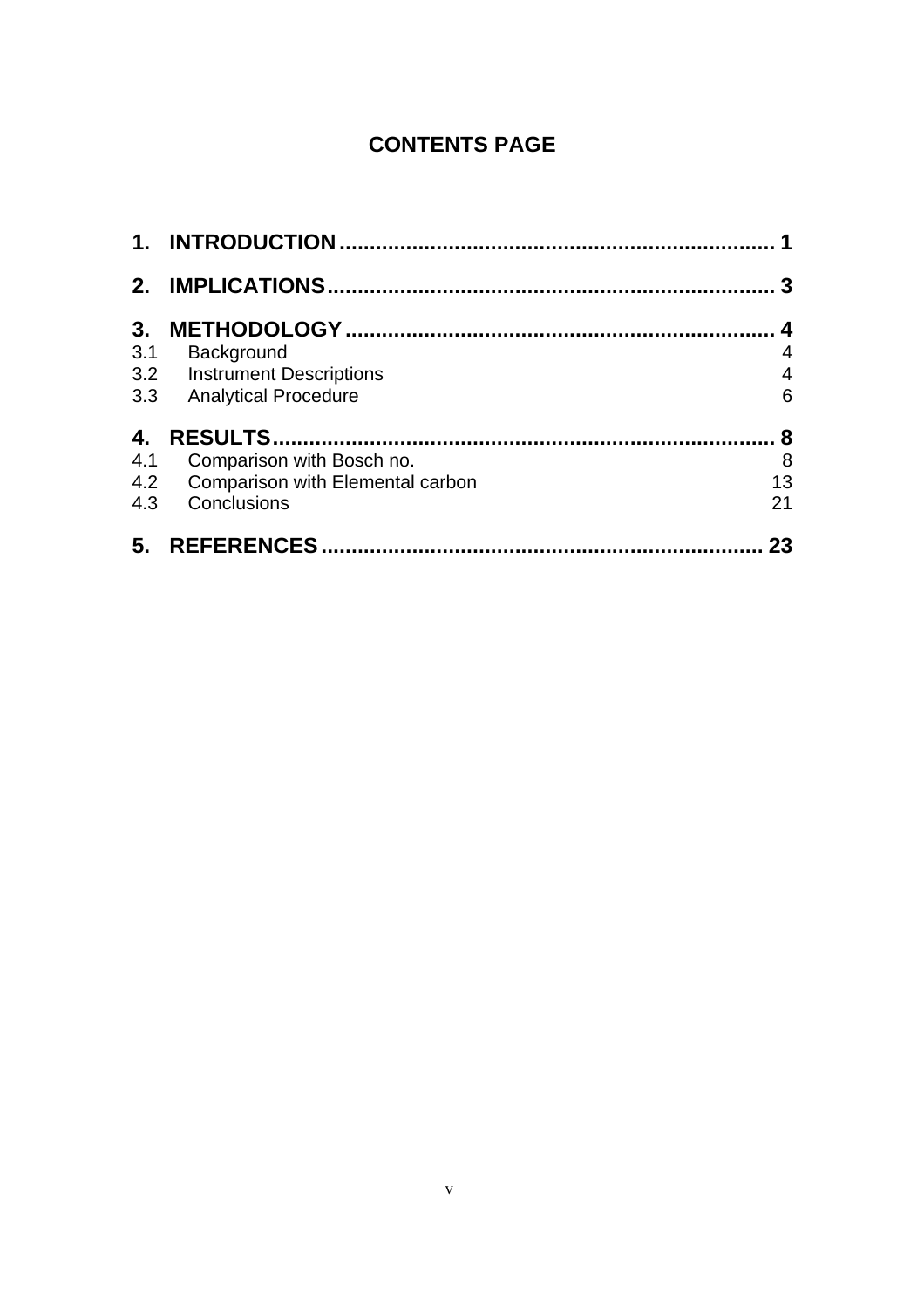# CONTENTS PAGE

| | | |
|---|---|---|
| **1.** | **INTRODUCTION** | **1** |
| **2.** | **IMPLICATIONS** | **3** |
| **3.** | **METHODOLOGY** | **4** |
| 3.1 | Background | 4 |
| 3.2 | Instrument Descriptions | 4 |
| 3.3 | Analytical Procedure | 6 |
| **4.** | **RESULTS** | **8** |
| 4.1 | Comparison with Bosch no. | 8 |
| 4.2 | Comparison with Elemental carbon | 13 |
| 4.3 | Conclusions | 21 |
| **5.** | **REFERENCES** | **23** |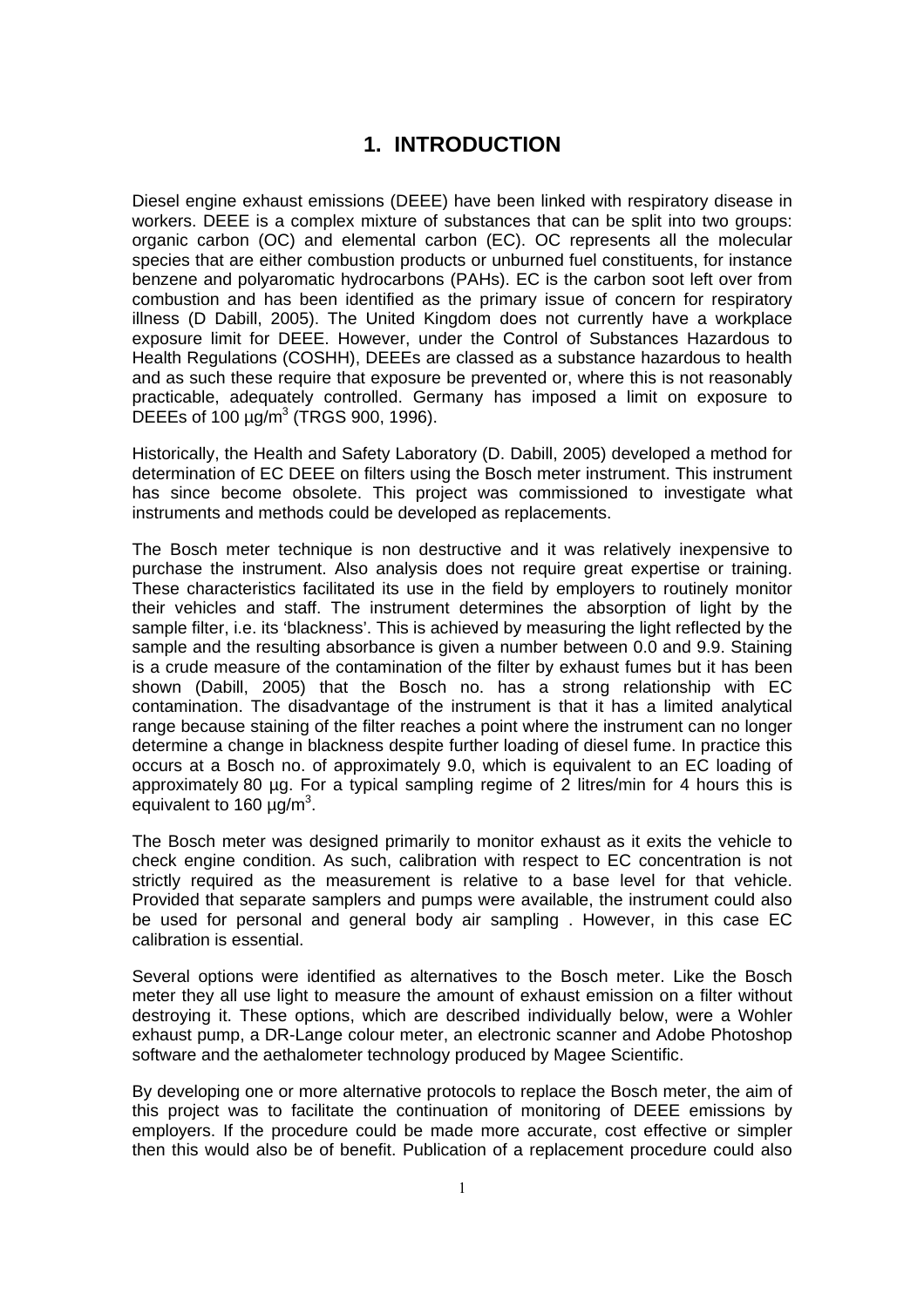# 1. INTRODUCTION

Diesel engine exhaust emissions (DEEE) have been linked with respiratory disease in workers. DEEE is a complex mixture of substances that can be split into two groups: organic carbon (OC) and elemental carbon (EC). OC represents all the molecular species that are either combustion products or unburned fuel constituents, for instance benzene and polyaromatic hydrocarbons (PAHs). EC is the carbon soot left over from combustion and has been identified as the primary issue of concern for respiratory illness (D Dabill, 2005). The United Kingdom does not currently have a workplace exposure limit for DEEE. However, under the Control of Substances Hazardous to Health Regulations (COSHH), DEEEs are classed as a substance hazardous to health and as such these require that exposure be prevented or, where this is not reasonably practicable, adequately controlled. Germany has imposed a limit on exposure to DEEEs of 100 µg/m$^3$ (TRGS 900, 1996).

Historically, the Health and Safety Laboratory (D. Dabill, 2005) developed a method for determination of EC DEEE on filters using the Bosch meter instrument. This instrument has since become obsolete. This project was commissioned to investigate what instruments and methods could be developed as replacements.

The Bosch meter technique is non destructive and it was relatively inexpensive to purchase the instrument. Also analysis does not require great expertise or training. These characteristics facilitated its use in the field by employers to routinely monitor their vehicles and staff. The instrument determines the absorption of light by the sample filter, i.e. its 'blackness'. This is achieved by measuring the light reflected by the sample and the resulting absorbance is given a number between 0.0 and 9.9. Staining is a crude measure of the contamination of the filter by exhaust fumes but it has been shown (Dabill, 2005) that the Bosch no. has a strong relationship with EC contamination. The disadvantage of the instrument is that it has a limited analytical range because staining of the filter reaches a point where the instrument can no longer determine a change in blackness despite further loading of diesel fume. In practice this occurs at a Bosch no. of approximately 9.0, which is equivalent to an EC loading of approximately 80 µg. For a typical sampling regime of 2 litres/min for 4 hours this is equivalent to 160 µg/m$^3$.

The Bosch meter was designed primarily to monitor exhaust as it exits the vehicle to check engine condition. As such, calibration with respect to EC concentration is not strictly required as the measurement is relative to a base level for that vehicle. Provided that separate samplers and pumps were available, the instrument could also be used for personal and general body air sampling . However, in this case EC calibration is essential.

Several options were identified as alternatives to the Bosch meter. Like the Bosch meter they all use light to measure the amount of exhaust emission on a filter without destroying it. These options, which are described individually below, were a Wohler exhaust pump, a DR-Lange colour meter, an electronic scanner and Adobe Photoshop software and the aethalometer technology produced by Magee Scientific.

By developing one or more alternative protocols to replace the Bosch meter, the aim of this project was to facilitate the continuation of monitoring of DEEE emissions by employers. If the procedure could be made more accurate, cost effective or simpler then this would also be of benefit. Publication of a replacement procedure could also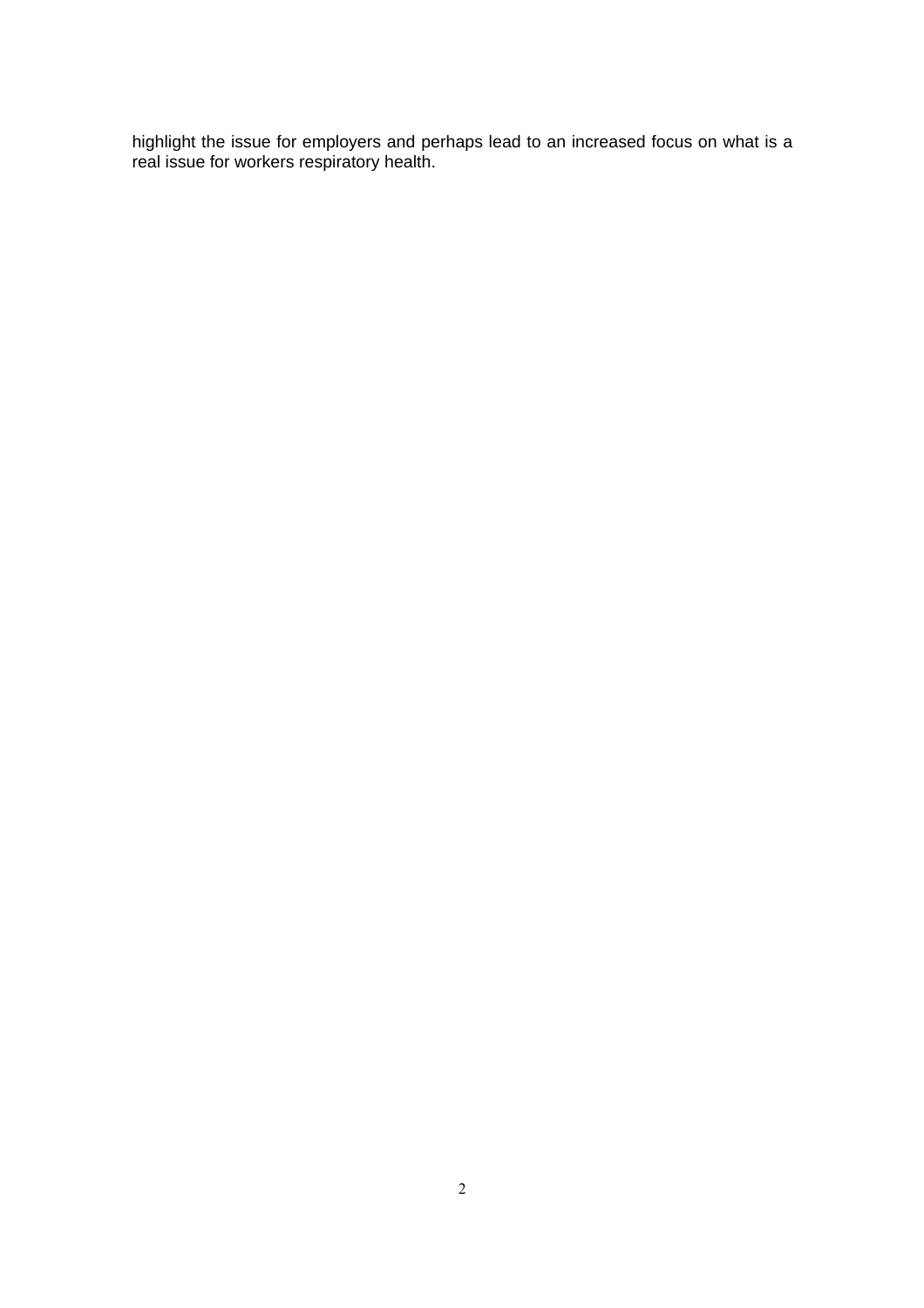highlight the issue for employers and perhaps lead to an increased focus on what is a real issue for workers respiratory health.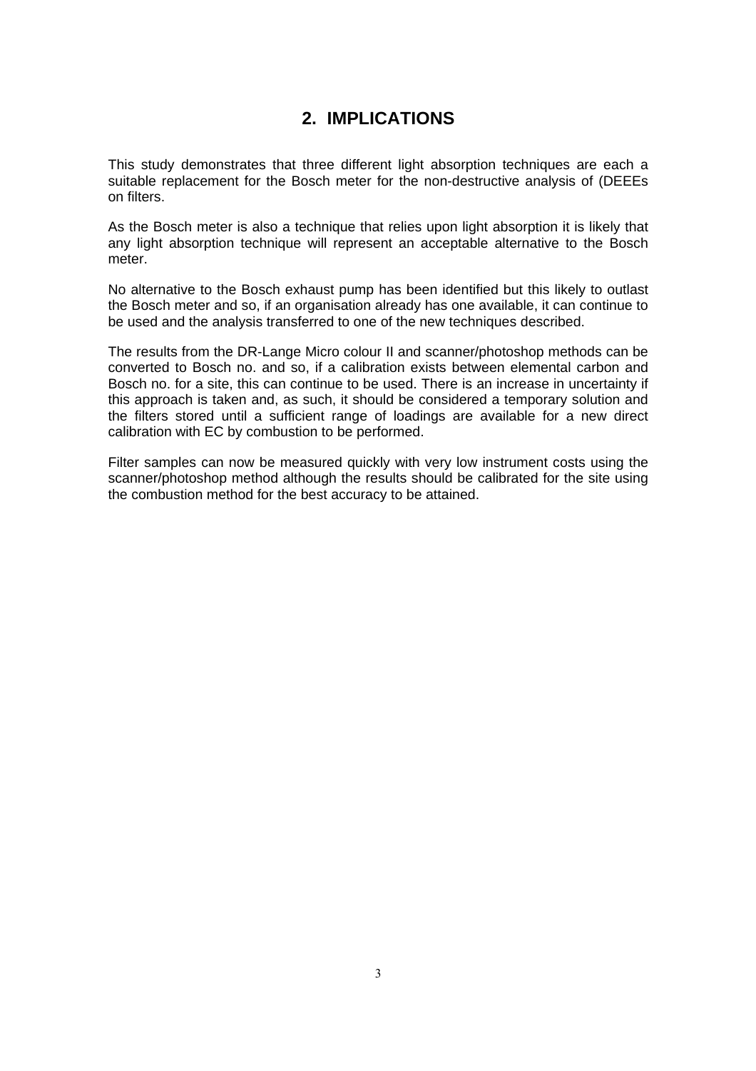## 2. IMPLICATIONS

This study demonstrates that three different light absorption techniques are each a suitable replacement for the Bosch meter for the non-destructive analysis of (DEEEs on filters.

As the Bosch meter is also a technique that relies upon light absorption it is likely that any light absorption technique will represent an acceptable alternative to the Bosch meter.

No alternative to the Bosch exhaust pump has been identified but this likely to outlast the Bosch meter and so, if an organisation already has one available, it can continue to be used and the analysis transferred to one of the new techniques described.

The results from the DR-Lange Micro colour II and scanner/photoshop methods can be converted to Bosch no. and so, if a calibration exists between elemental carbon and Bosch no. for a site, this can continue to be used. There is an increase in uncertainty if this approach is taken and, as such, it should be considered a temporary solution and the filters stored until a sufficient range of loadings are available for a new direct calibration with EC by combustion to be performed.

Filter samples can now be measured quickly with very low instrument costs using the scanner/photoshop method although the results should be calibrated for the site using the combustion method for the best accuracy to be attained.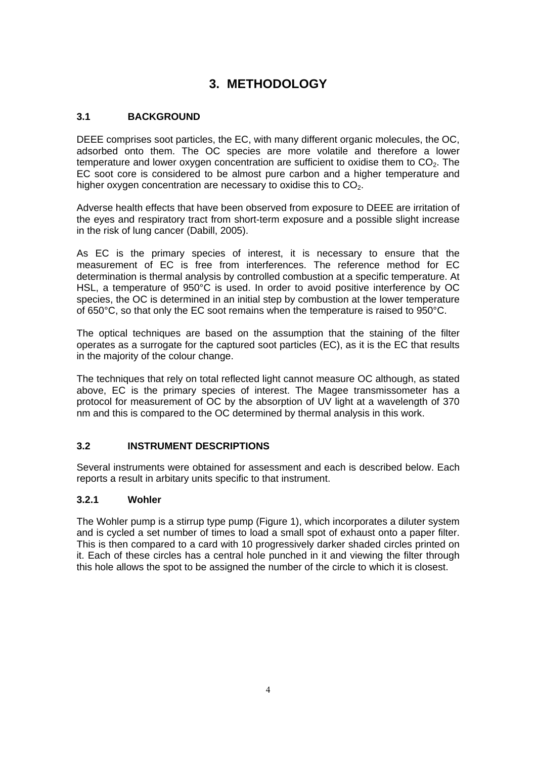# 3. METHODOLOGY

## 3.1 BACKGROUND

DEEE comprises soot particles, the EC, with many different organic molecules, the OC, adsorbed onto them. The OC species are more volatile and therefore a lower temperature and lower oxygen concentration are sufficient to oxidise them to $CO_2$. The EC soot core is considered to be almost pure carbon and a higher temperature and higher oxygen concentration are necessary to oxidise this to $CO_2$.

Adverse health effects that have been observed from exposure to DEEE are irritation of the eyes and respiratory tract from short-term exposure and a possible slight increase in the risk of lung cancer (Dabill, 2005).

As EC is the primary species of interest, it is necessary to ensure that the measurement of EC is free from interferences. The reference method for EC determination is thermal analysis by controlled combustion at a specific temperature. At HSL, a temperature of 950°C is used. In order to avoid positive interference by OC species, the OC is determined in an initial step by combustion at the lower temperature of 650°C, so that only the EC soot remains when the temperature is raised to 950°C.

The optical techniques are based on the assumption that the staining of the filter operates as a surrogate for the captured soot particles (EC), as it is the EC that results in the majority of the colour change.

The techniques that rely on total reflected light cannot measure OC although, as stated above, EC is the primary species of interest. The Magee transmissometer has a protocol for measurement of OC by the absorption of UV light at a wavelength of 370 nm and this is compared to the OC determined by thermal analysis in this work.

## 3.2 INSTRUMENT DESCRIPTIONS

Several instruments were obtained for assessment and each is described below. Each reports a result in arbitary units specific to that instrument.

### 3.2.1 Wohler

The Wohler pump is a stirrup type pump (Figure 1), which incorporates a diluter system and is cycled a set number of times to load a small spot of exhaust onto a paper filter. This is then compared to a card with 10 progressively darker shaded circles printed on it. Each of these circles has a central hole punched in it and viewing the filter through this hole allows the spot to be assigned the number of the circle to which it is closest.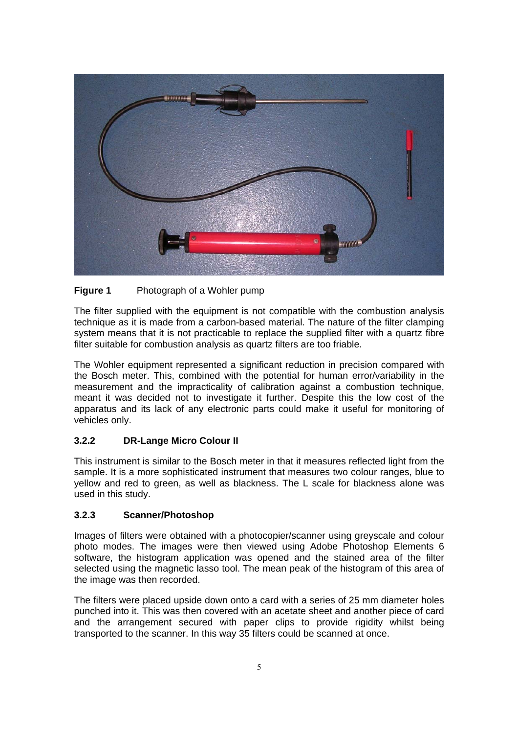**Figure 1** Photograph of a Wohler pump

The filter supplied with the equipment is not compatible with the combustion analysis technique as it is made from a carbon-based material. The nature of the filter clamping system means that it is not practicable to replace the supplied filter with a quartz fibre filter suitable for combustion analysis as quartz filters are too friable.

The Wohler equipment represented a significant reduction in precision compared with the Bosch meter. This, combined with the potential for human error/variability in the measurement and the impracticality of calibration against a combustion technique, meant it was decided not to investigate it further. Despite this the low cost of the apparatus and its lack of any electronic parts could make it useful for monitoring of vehicles only.

### 3.2.2 DR-Lange Micro Colour II

This instrument is similar to the Bosch meter in that it measures reflected light from the sample. It is a more sophisticated instrument that measures two colour ranges, blue to yellow and red to green, as well as blackness. The L scale for blackness alone was used in this study.

### 3.2.3 Scanner/Photoshop

Images of filters were obtained with a photocopier/scanner using greyscale and colour photo modes. The images were then viewed using Adobe Photoshop Elements 6 software, the histogram application was opened and the stained area of the filter selected using the magnetic lasso tool. The mean peak of the histogram of this area of the image was then recorded.

The filters were placed upside down onto a card with a series of 25 mm diameter holes punched into it. This was then covered with an acetate sheet and another piece of card and the arrangement secured with paper clips to provide rigidity whilst being transported to the scanner. In this way 35 filters could be scanned at once.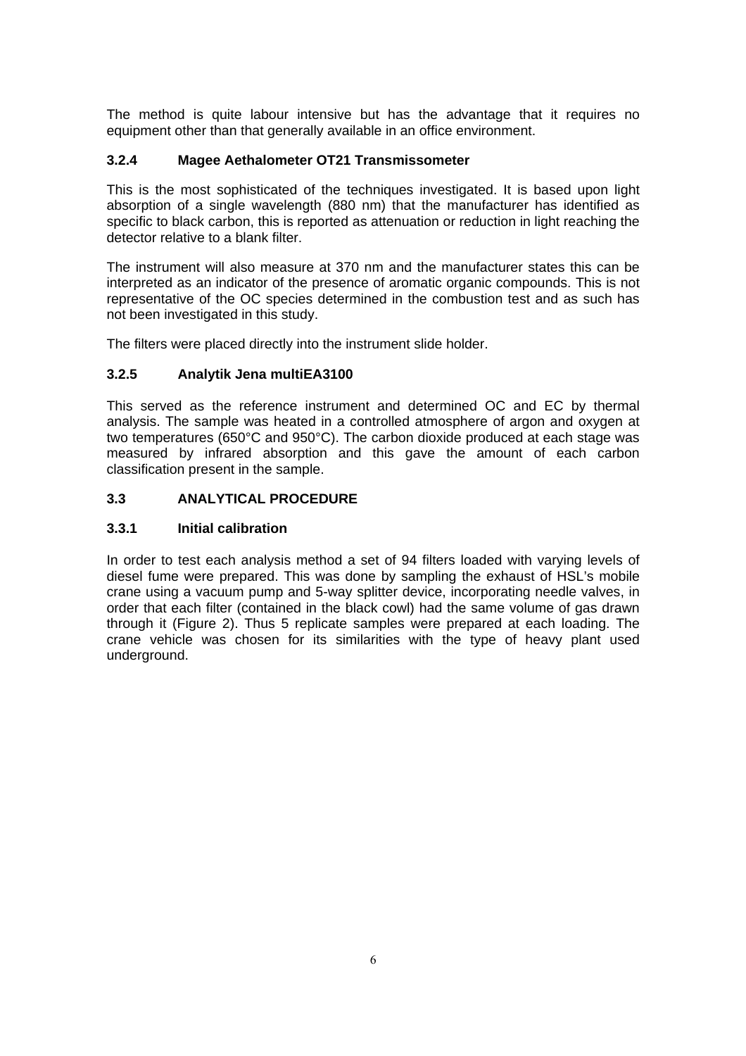The method is quite labour intensive but has the advantage that it requires no equipment other than that generally available in an office environment.

#### 3.2.4 Magee Aethalometer OT21 Transmissometer

This is the most sophisticated of the techniques investigated. It is based upon light absorption of a single wavelength (880 nm) that the manufacturer has identified as specific to black carbon, this is reported as attenuation or reduction in light reaching the detector relative to a blank filter.

The instrument will also measure at 370 nm and the manufacturer states this can be interpreted as an indicator of the presence of aromatic organic compounds. This is not representative of the OC species determined in the combustion test and as such has not been investigated in this study.

The filters were placed directly into the instrument slide holder.

#### 3.2.5 Analytik Jena multiEA3100

This served as the reference instrument and determined OC and EC by thermal analysis. The sample was heated in a controlled atmosphere of argon and oxygen at two temperatures (650°C and 950°C). The carbon dioxide produced at each stage was measured by infrared absorption and this gave the amount of each carbon classification present in the sample.

### 3.3 ANALYTICAL PROCEDURE

#### 3.3.1 Initial calibration

In order to test each analysis method a set of 94 filters loaded with varying levels of diesel fume were prepared. This was done by sampling the exhaust of HSL's mobile crane using a vacuum pump and 5-way splitter device, incorporating needle valves, in order that each filter (contained in the black cowl) had the same volume of gas drawn through it (Figure 2). Thus 5 replicate samples were prepared at each loading. The crane vehicle was chosen for its similarities with the type of heavy plant used underground.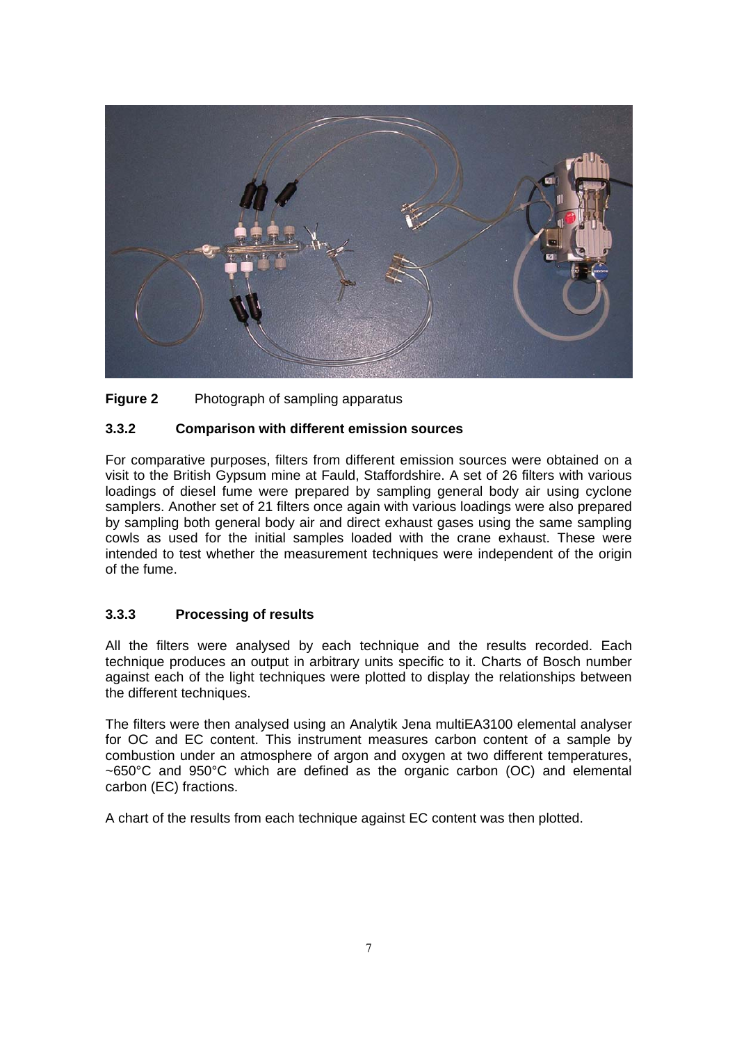**Figure 2** Photograph of sampling apparatus

### 3.3.2 Comparison with different emission sources

For comparative purposes, filters from different emission sources were obtained on a visit to the British Gypsum mine at Fauld, Staffordshire. A set of 26 filters with various loadings of diesel fume were prepared by sampling general body air using cyclone samplers. Another set of 21 filters once again with various loadings were also prepared by sampling both general body air and direct exhaust gases using the same sampling cowls as used for the initial samples loaded with the crane exhaust. These were intended to test whether the measurement techniques were independent of the origin of the fume.

### 3.3.3 Processing of results

All the filters were analysed by each technique and the results recorded. Each technique produces an output in arbitrary units specific to it. Charts of Bosch number against each of the light techniques were plotted to display the relationships between the different techniques.

The filters were then analysed using an Analytik Jena multiEA3100 elemental analyser for OC and EC content. This instrument measures carbon content of a sample by combustion under an atmosphere of argon and oxygen at two different temperatures, ~650°C and 950°C which are defined as the organic carbon (OC) and elemental carbon (EC) fractions.

A chart of the results from each technique against EC content was then plotted.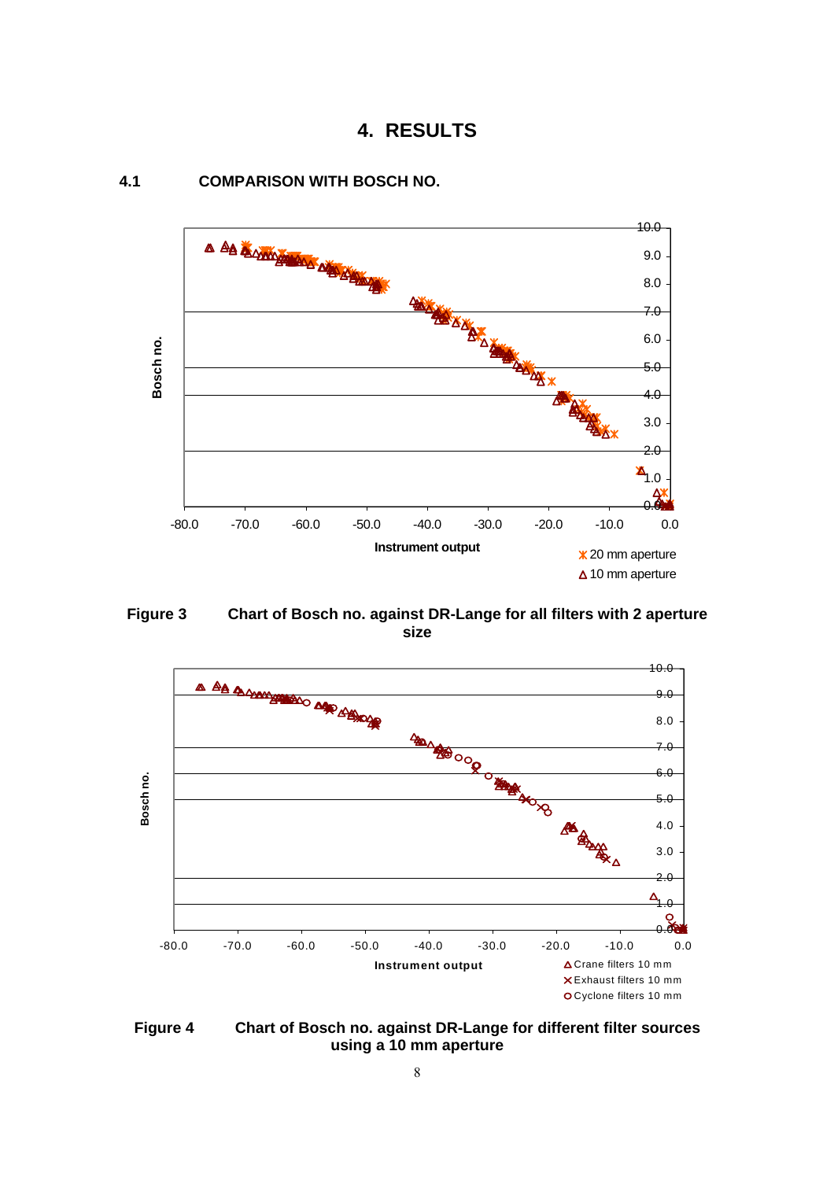# 4. RESULTS

## 4.1 COMPARISON WITH BOSCH NO.

Figure 3 Chart of Bosch no. against DR-Lange for all filters with 2 aperture size

Figure 4 Chart of Bosch no. against DR-Lange for different filter sources using a 10 mm aperture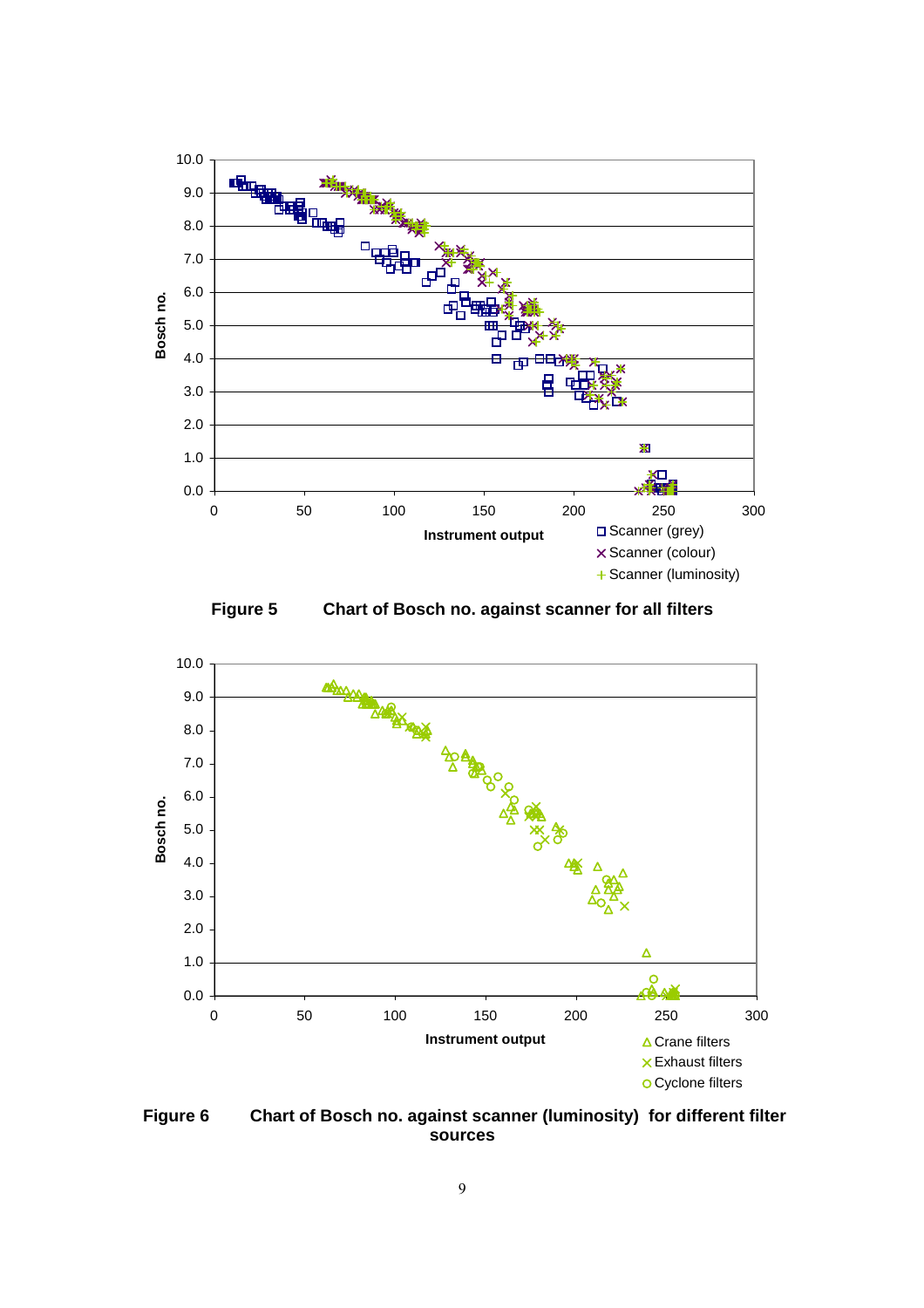**Figure 5 Chart of Bosch no. against scanner for all filters**

**Figure 6 Chart of Bosch no. against scanner (luminosity) for different filter sources**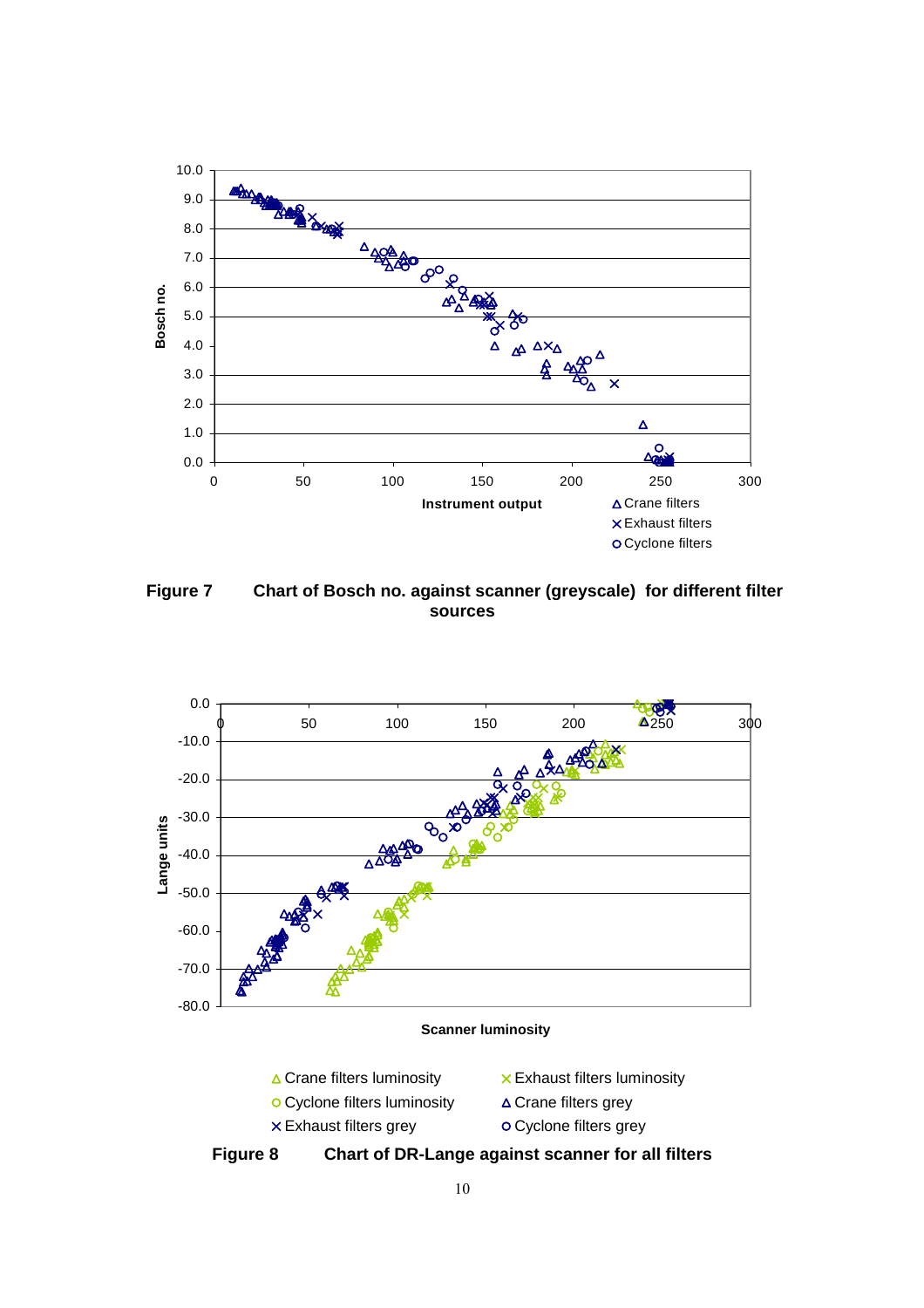Figure 7 Chart of Bosch no. against scanner (greyscale) for different filter sources

Figure 8 Chart of DR-Lange against scanner for all filters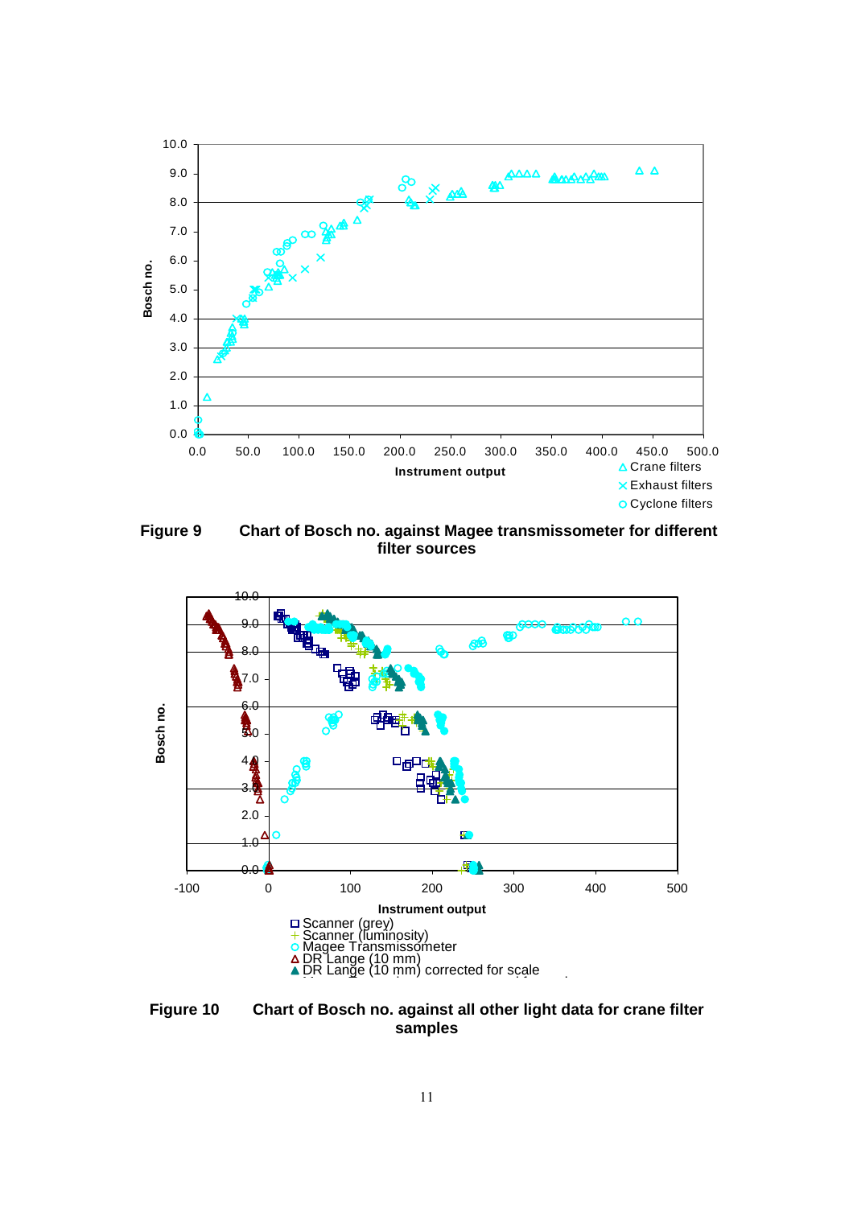**Figure 9 Chart of Bosch no. against Magee transmissometer for different filter sources**

**Figure 10 Chart of Bosch no. against all other light data for crane filter samples**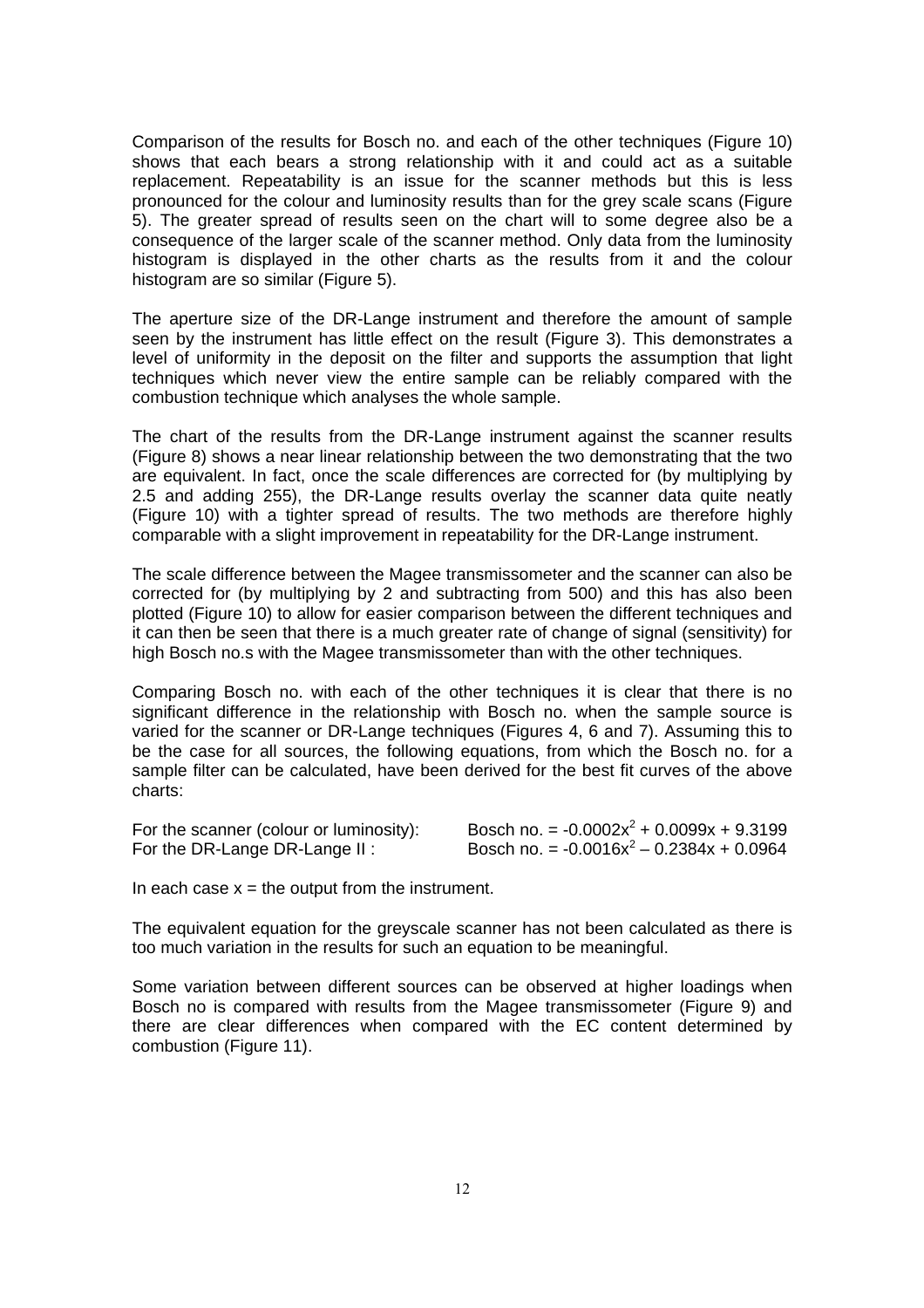Comparison of the results for Bosch no. and each of the other techniques (Figure 10) shows that each bears a strong relationship with it and could act as a suitable replacement. Repeatability is an issue for the scanner methods but this is less pronounced for the colour and luminosity results than for the grey scale scans (Figure 5). The greater spread of results seen on the chart will to some degree also be a consequence of the larger scale of the scanner method. Only data from the luminosity histogram is displayed in the other charts as the results from it and the colour histogram are so similar (Figure 5).

The aperture size of the DR-Lange instrument and therefore the amount of sample seen by the instrument has little effect on the result (Figure 3). This demonstrates a level of uniformity in the deposit on the filter and supports the assumption that light techniques which never view the entire sample can be reliably compared with the combustion technique which analyses the whole sample.

The chart of the results from the DR-Lange instrument against the scanner results (Figure 8) shows a near linear relationship between the two demonstrating that the two are equivalent. In fact, once the scale differences are corrected for (by multiplying by 2.5 and adding 255), the DR-Lange results overlay the scanner data quite neatly (Figure 10) with a tighter spread of results. The two methods are therefore highly comparable with a slight improvement in repeatability for the DR-Lange instrument.

The scale difference between the Magee transmissometer and the scanner can also be corrected for (by multiplying by 2 and subtracting from 500) and this has also been plotted (Figure 10) to allow for easier comparison between the different techniques and it can then be seen that there is a much greater rate of change of signal (sensitivity) for high Bosch no.s with the Magee transmissometer than with the other techniques.

Comparing Bosch no. with each of the other techniques it is clear that there is no significant difference in the relationship with Bosch no. when the sample source is varied for the scanner or DR-Lange techniques (Figures 4, 6 and 7). Assuming this to be the case for all sources, the following equations, from which the Bosch no. for a sample filter can be calculated, have been derived for the best fit curves of the above charts:

For the scanner (colour or luminosity): Bosch no. = $-0.0002x^2 + 0.0099x + 9.3199$

For the DR-Lange DR-Lange II : Bosch no. = $-0.0016x^2 - 0.2384x + 0.0964$

In each case $x$ = the output from the instrument.

The equivalent equation for the greyscale scanner has not been calculated as there is too much variation in the results for such an equation to be meaningful.

Some variation between different sources can be observed at higher loadings when Bosch no is compared with results from the Magee transmissometer (Figure 9) and there are clear differences when compared with the EC content determined by combustion (Figure 11).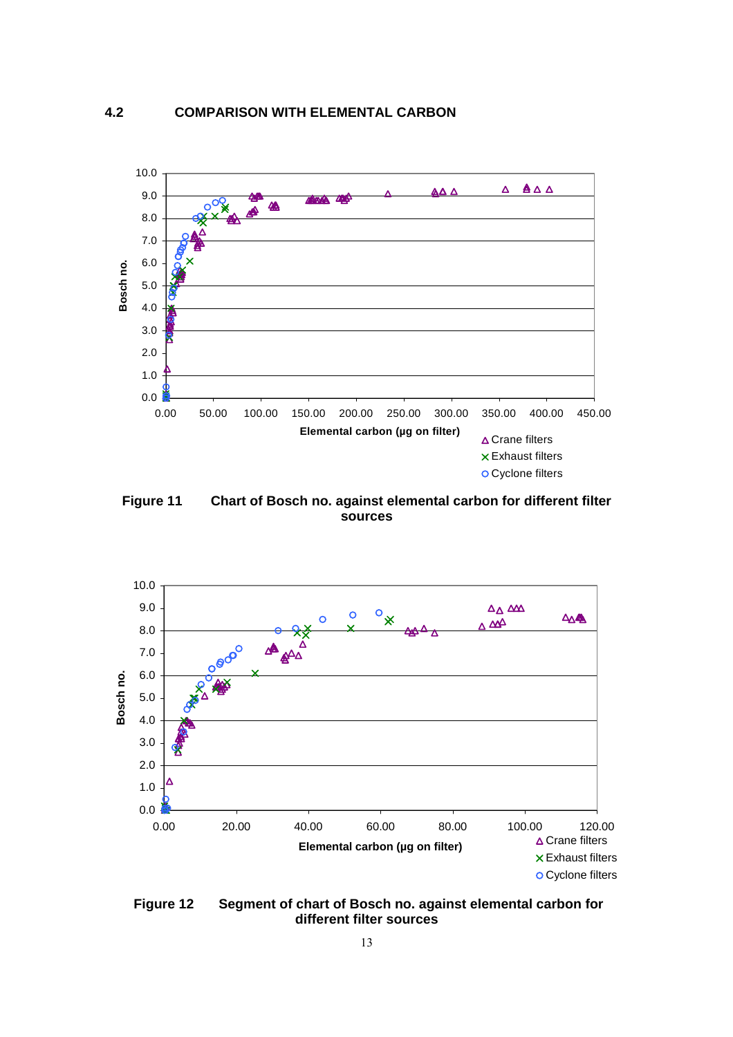## 4.2 COMPARISON WITH ELEMENTAL CARBON

**Figure 11 Chart of Bosch no. against elemental carbon for different filter sources**

**Figure 12 Segment of chart of Bosch no. against elemental carbon for different filter sources**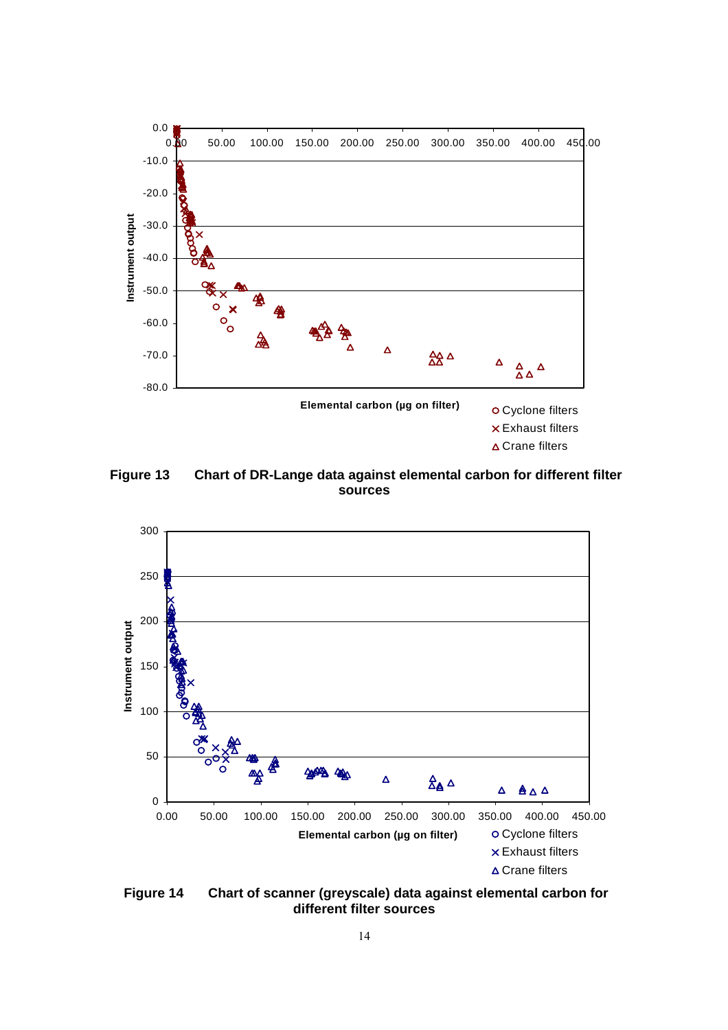**Figure 13 Chart of DR-Lange data against elemental carbon for different filter sources**

**Figure 14 Chart of scanner (greyscale) data against elemental carbon for different filter sources**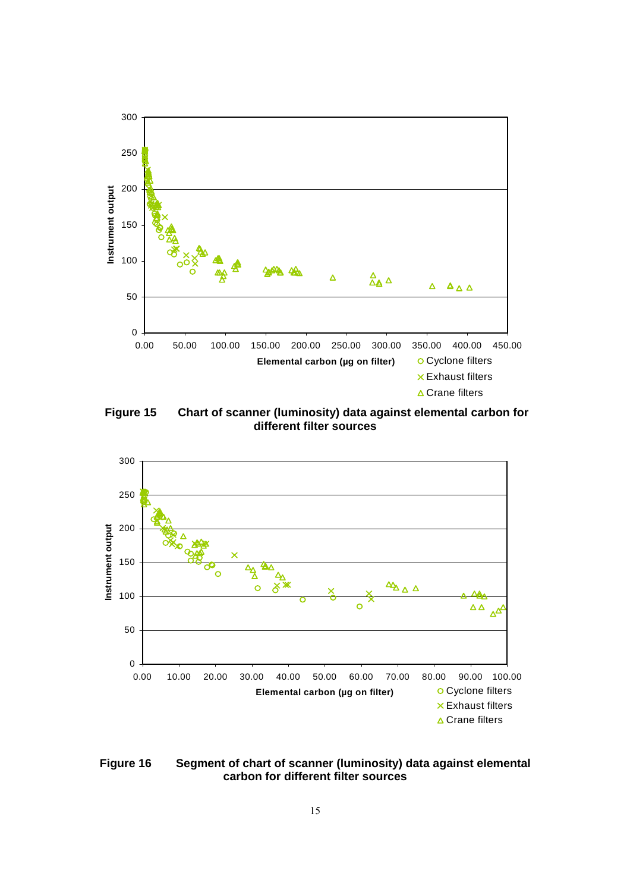**Figure 15** Chart of scanner (luminosity) data against elemental carbon for different filter sources

**Figure 16** Segment of chart of scanner (luminosity) data against elemental carbon for different filter sources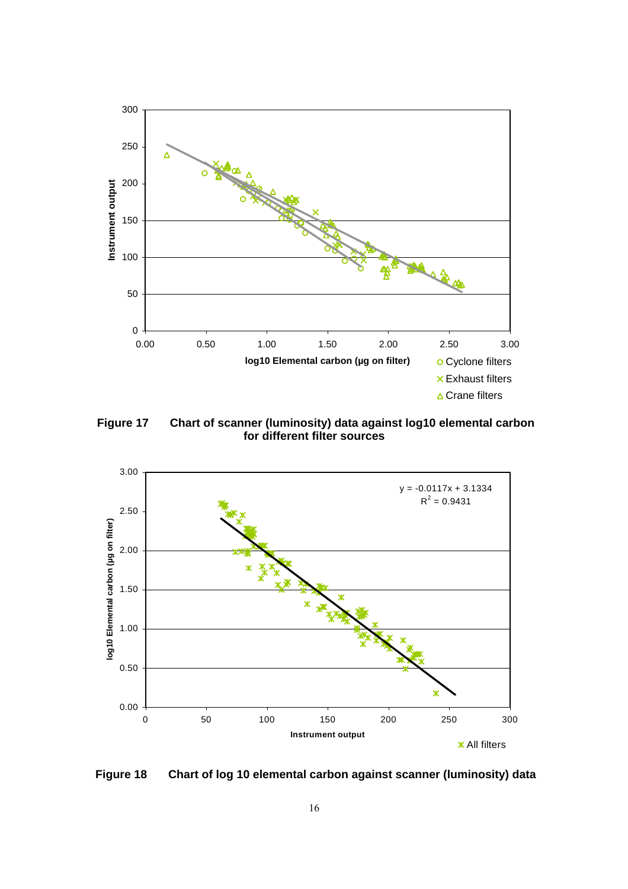**Figure 17 Chart of scanner (luminosity) data against log10 elemental carbon for different filter sources**

**Figure 18 Chart of log 10 elemental carbon against scanner (luminosity) data**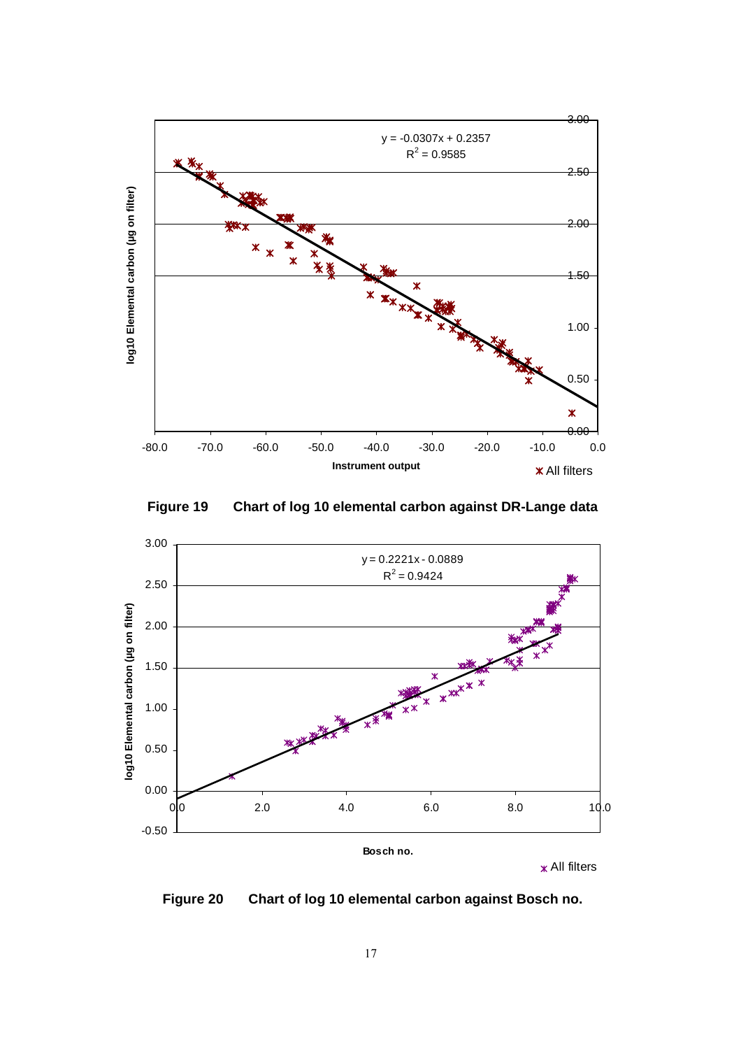Figure 19 Chart of log 10 elemental carbon against DR-Lange data

Figure 20 Chart of log 10 elemental carbon against Bosch no.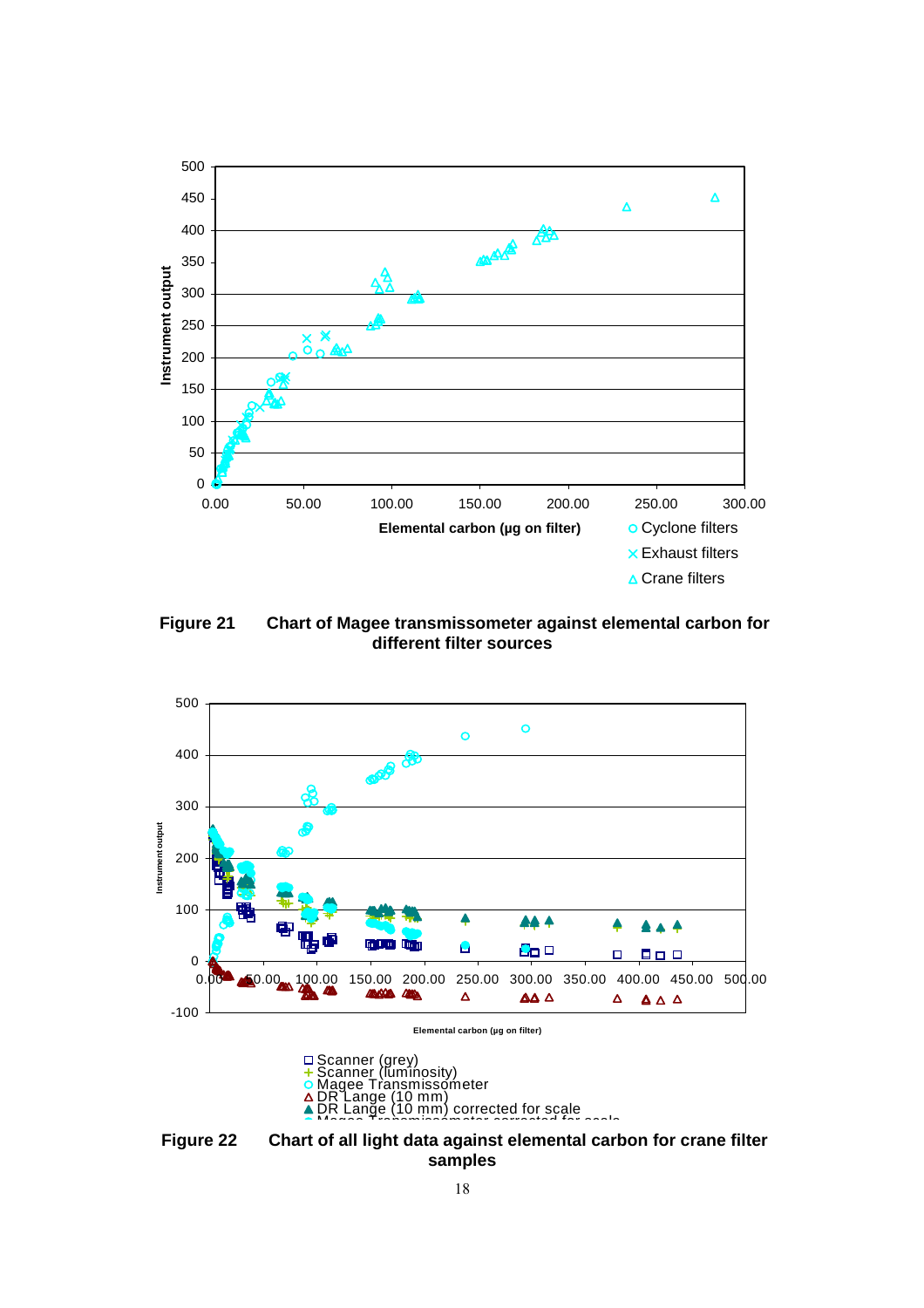Figure 21 Chart of Magee transmissometer against elemental carbon for different filter sources

Figure 22 Chart of all light data against elemental carbon for crane filter samples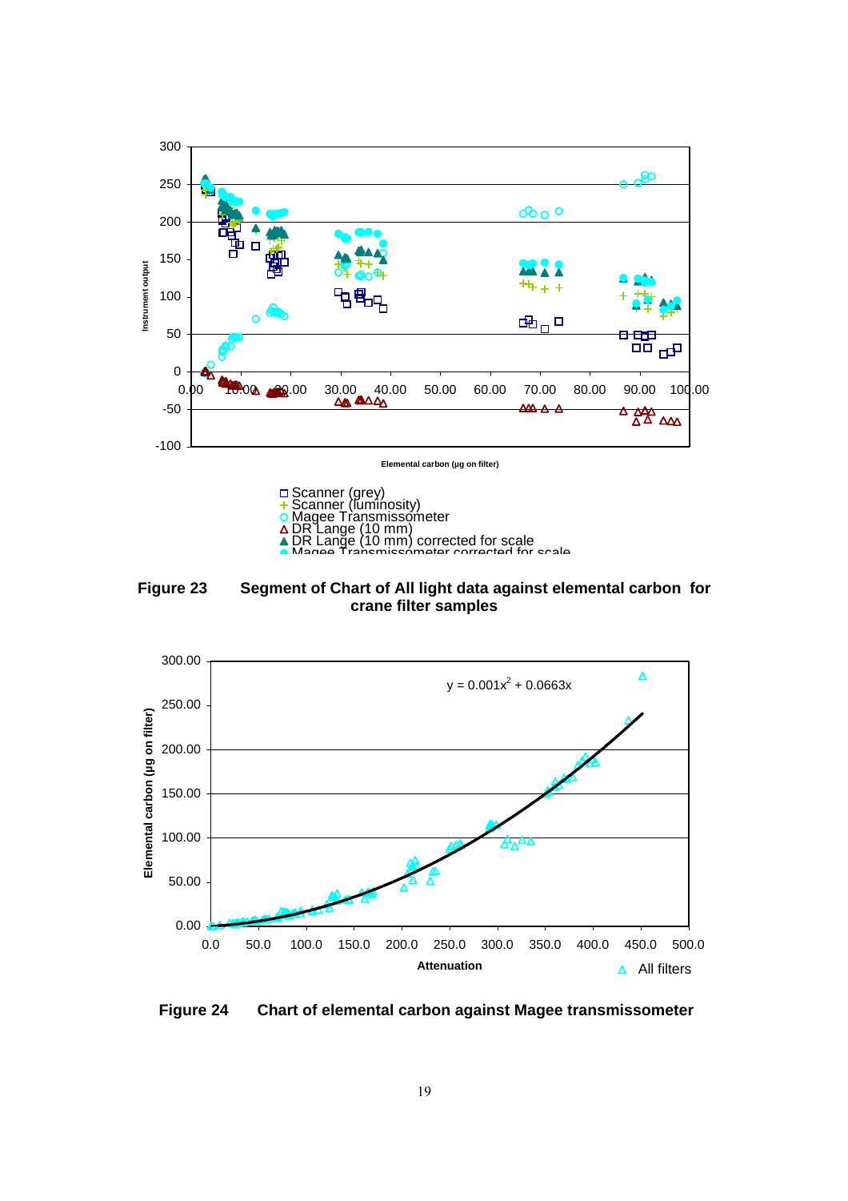Instrument output

Elemental carbon (µg on filter)

□ Scanner (grey)
+ Scanner (luminosity)
○ Magee Transmissometer
△ DR Lange (10 mm)
▲ DR Lange (10 mm) corrected for scale
● Magee Transmissometer corrected for scale

**Figure 23 Segment of Chart of All light data against elemental carbon for crane filter samples**

$y = 0.001x^2 + 0.0663x$

Elemental carbon (µg on filter)

Attenuation

△ All filters

**Figure 24 Chart of elemental carbon against Magee transmissometer**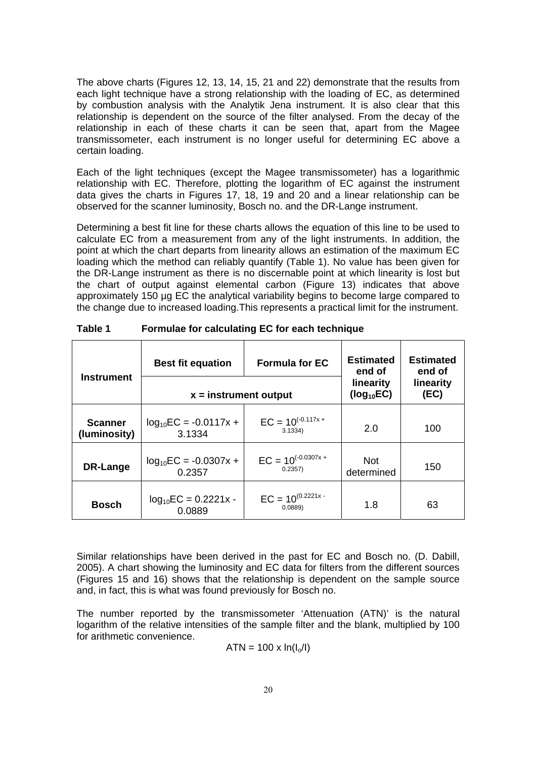The above charts (Figures 12, 13, 14, 15, 21 and 22) demonstrate that the results from each light technique have a strong relationship with the loading of EC, as determined by combustion analysis with the Analytik Jena instrument. It is also clear that this relationship is dependent on the source of the filter analysed. From the decay of the relationship in each of these charts it can be seen that, apart from the Magee transmissometer, each instrument is no longer useful for determining EC above a certain loading.

Each of the light techniques (except the Magee transmissometer) has a logarithmic relationship with EC. Therefore, plotting the logarithm of EC against the instrument data gives the charts in Figures 17, 18, 19 and 20 and a linear relationship can be observed for the scanner luminosity, Bosch no. and the DR-Lange instrument.

Determining a best fit line for these charts allows the equation of this line to be used to calculate EC from a measurement from any of the light instruments. In addition, the point at which the chart departs from linearity allows an estimation of the maximum EC loading which the method can reliably quantify (Table 1). No value has been given for the DR-Lange instrument as there is no discernable point at which linearity is lost but the chart of output against elemental carbon (Figure 13) indicates that above approximately 150 µg EC the analytical variability begins to become large compared to the change due to increased loading.This represents a practical limit for the instrument.

**Table 1 Formulae for calculating EC for each technique**

| Instrument | Best fit equation | Formula for EC | Estimated end of linearity ($log_{10}EC$) | Estimated end of linearity (EC) |
|---|---|---|---|---|
| | x = instrument output | | | |
| **Scanner (luminosity)** | $log_{10}EC = -0.0117x + 3.1334$ | $EC = 10^{(-0.117x + 3.1334)}$ | 2.0 | 100 |
| **DR-Lange** | $log_{10}EC = -0.0307x + 0.2357$ | $EC = 10^{(-0.0307x + 0.2357)}$ | Not determined | 150 |
| **Bosch** | $log_{10}EC = 0.2221x - 0.0889$ | $EC = 10^{(0.2221x - 0.0889)}$ | 1.8 | 63 |

Similar relationships have been derived in the past for EC and Bosch no. (D. Dabill, 2005). A chart showing the luminosity and EC data for filters from the different sources (Figures 15 and 16) shows that the relationship is dependent on the sample source and, in fact, this is what was found previously for Bosch no.

The number reported by the transmissometer 'Attenuation (ATN)' is the natural logarithm of the relative intensities of the sample filter and the blank, multiplied by 100 for arithmetic convenience.

$$ATN = 100 \times \ln(I_o/I)$$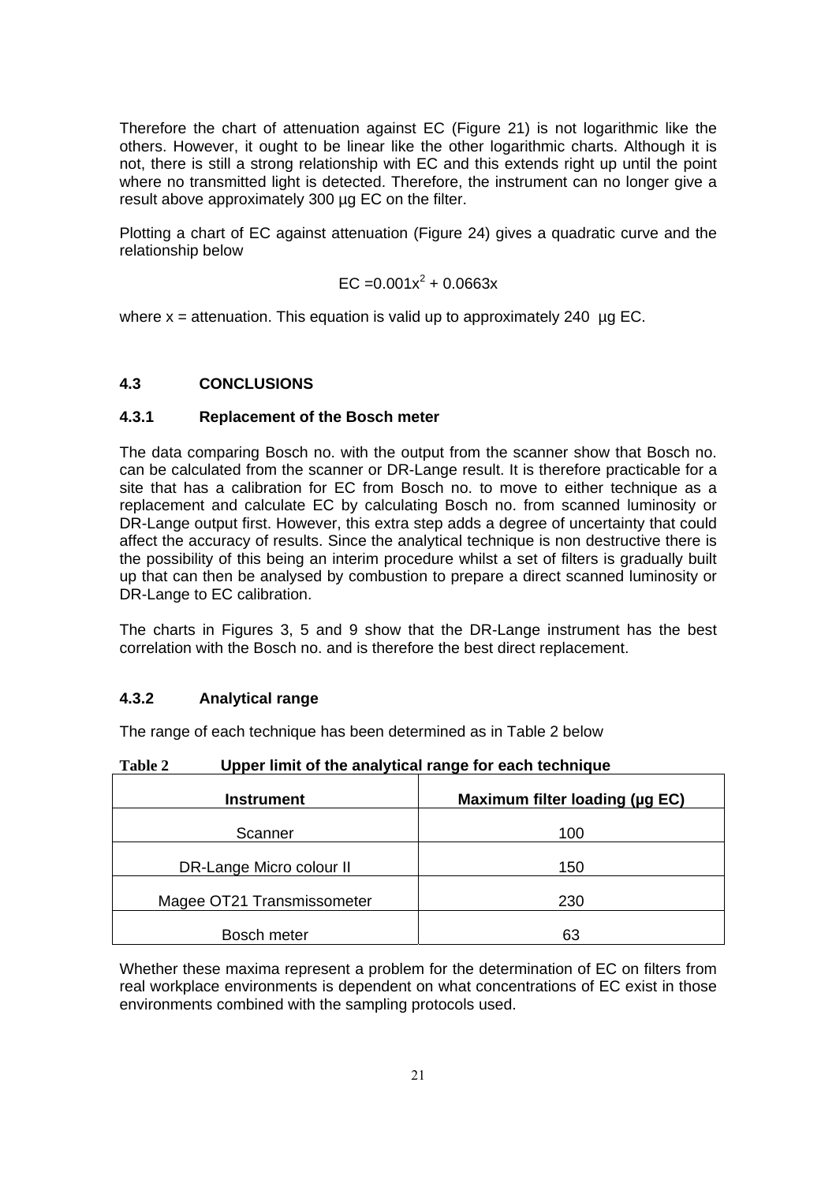Therefore the chart of attenuation against EC (Figure 21) is not logarithmic like the others. However, it ought to be linear like the other logarithmic charts. Although it is not, there is still a strong relationship with EC and this extends right up until the point where no transmitted light is detected. Therefore, the instrument can no longer give a result above approximately 300 µg EC on the filter.

Plotting a chart of EC against attenuation (Figure 24) gives a quadratic curve and the relationship below

$$EC = 0.001x^2 + 0.0663x$$

where $x$ = attenuation. This equation is valid up to approximately 240 µg EC.

## 4.3 CONCLUSIONS

### 4.3.1 Replacement of the Bosch meter

The data comparing Bosch no. with the output from the scanner show that Bosch no. can be calculated from the scanner or DR-Lange result. It is therefore practicable for a site that has a calibration for EC from Bosch no. to move to either technique as a replacement and calculate EC by calculating Bosch no. from scanned luminosity or DR-Lange output first. However, this extra step adds a degree of uncertainty that could affect the accuracy of results. Since the analytical technique is non destructive there is the possibility of this being an interim procedure whilst a set of filters is gradually built up that can then be analysed by combustion to prepare a direct scanned luminosity or DR-Lange to EC calibration.

The charts in Figures 3, 5 and 9 show that the DR-Lange instrument has the best correlation with the Bosch no. and is therefore the best direct replacement.

### 4.3.2 Analytical range

The range of each technique has been determined as in Table 2 below

**Table 2 Upper limit of the analytical range for each technique**

| Instrument | Maximum filter loading (µg EC) |
|---|---|
| Scanner | 100 |
| DR-Lange Micro colour II | 150 |
| Magee OT21 Transmissometer | 230 |
| Bosch meter | 63 |

Whether these maxima represent a problem for the determination of EC on filters from real workplace environments is dependent on what concentrations of EC exist in those environments combined with the sampling protocols used.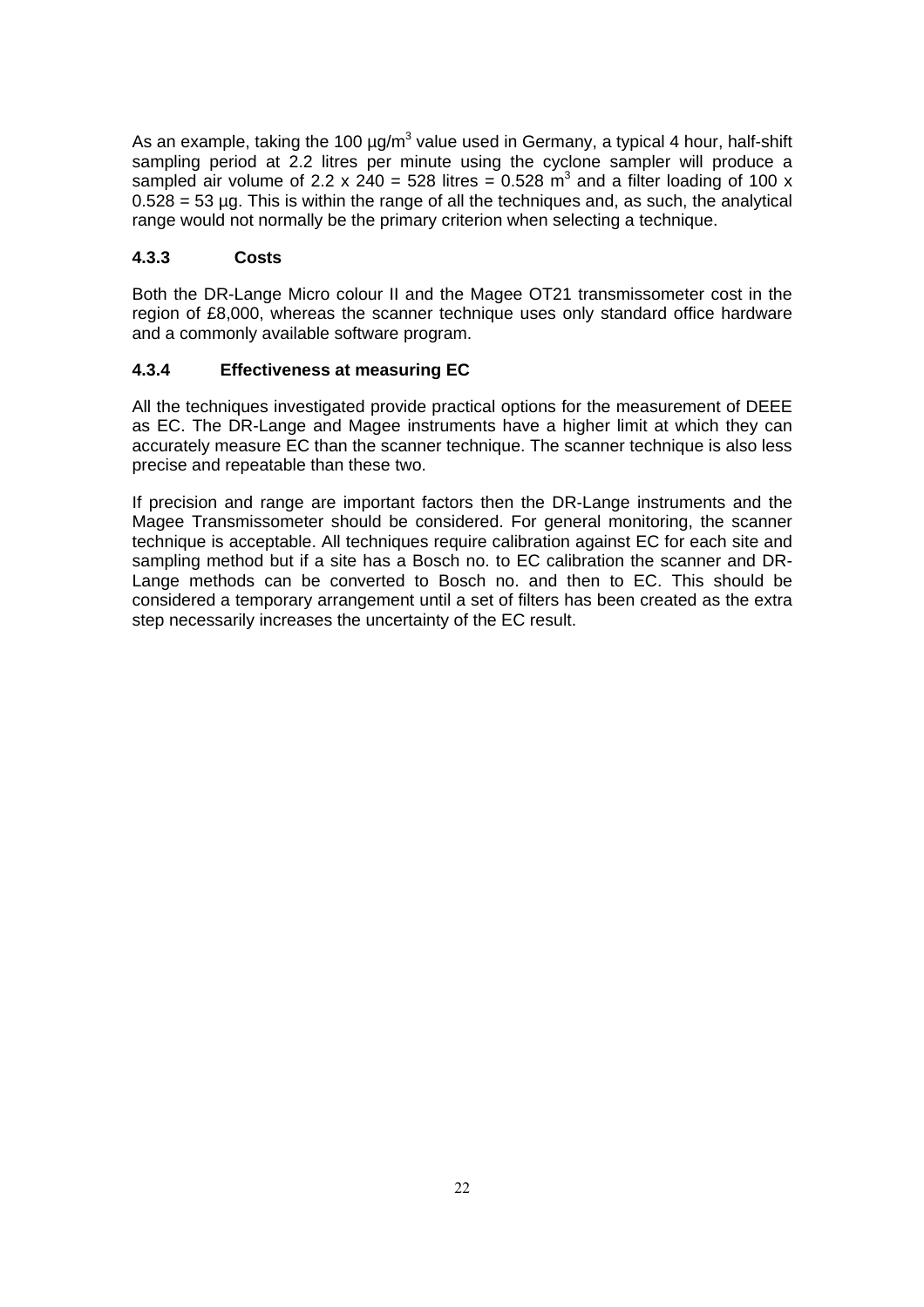As an example, taking the 100 µg/m$^3$ value used in Germany, a typical 4 hour, half-shift sampling period at 2.2 litres per minute using the cyclone sampler will produce a sampled air volume of 2.2 x 240 = 528 litres = 0.528 m$^3$ and a filter loading of 100 x 0.528 = 53 µg. This is within the range of all the techniques and, as such, the analytical range would not normally be the primary criterion when selecting a technique.

### 4.3.3 Costs

Both the DR-Lange Micro colour II and the Magee OT21 transmissometer cost in the region of £8,000, whereas the scanner technique uses only standard office hardware and a commonly available software program.

### 4.3.4 Effectiveness at measuring EC

All the techniques investigated provide practical options for the measurement of DEEE as EC. The DR-Lange and Magee instruments have a higher limit at which they can accurately measure EC than the scanner technique. The scanner technique is also less precise and repeatable than these two.

If precision and range are important factors then the DR-Lange instruments and the Magee Transmissometer should be considered. For general monitoring, the scanner technique is acceptable. All techniques require calibration against EC for each site and sampling method but if a site has a Bosch no. to EC calibration the scanner and DR-Lange methods can be converted to Bosch no. and then to EC. This should be considered a temporary arrangement until a set of filters has been created as the extra step necessarily increases the uncertainty of the EC result.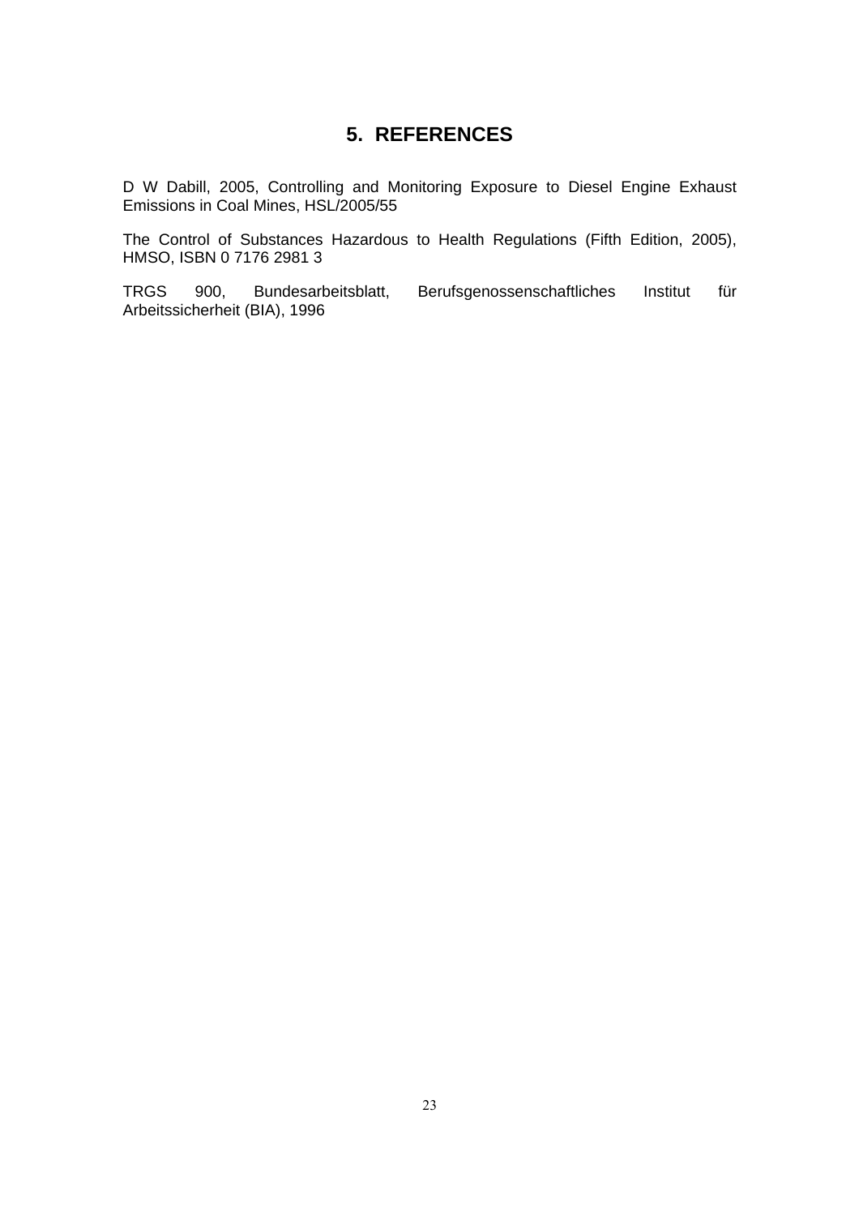# 5. REFERENCES

D W Dabill, 2005, Controlling and Monitoring Exposure to Diesel Engine Exhaust Emissions in Coal Mines, HSL/2005/55

The Control of Substances Hazardous to Health Regulations (Fifth Edition, 2005), HMSO, ISBN 0 7176 2981 3

TRGS 900, Bundesarbeitsblatt, Berufsgenossenschaftliches Institut für Arbeitssicherheit (BIA), 1996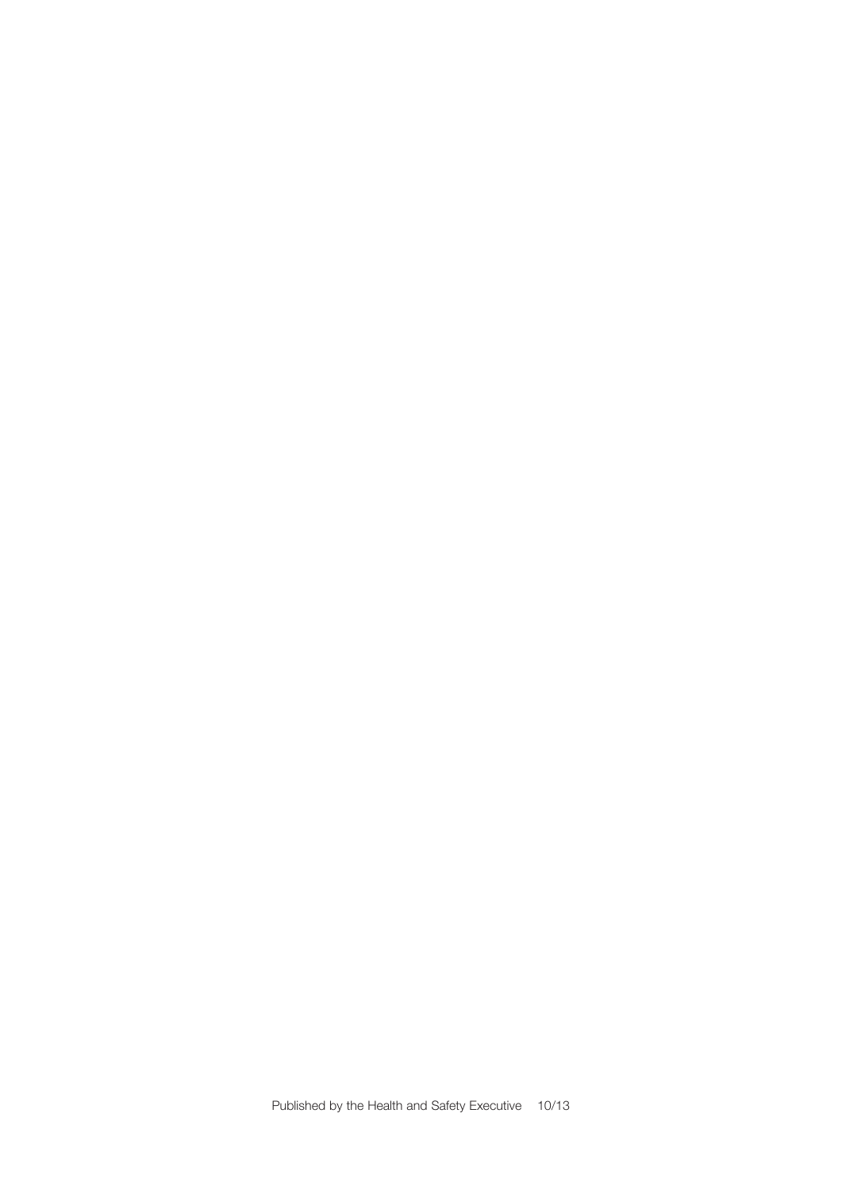Published by the Health and Safety Executive 10/13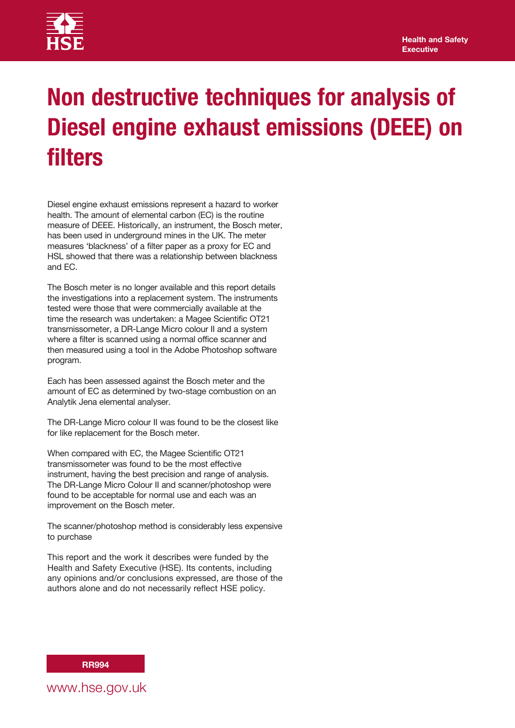# Non destructive techniques for analysis of Diesel engine exhaust emissions (DEEE) on filters

Diesel engine exhaust emissions represent a hazard to worker health. The amount of elemental carbon (EC) is the routine measure of DEEE. Historically, an instrument, the Bosch meter, has been used in underground mines in the UK. The meter measures 'blackness' of a filter paper as a proxy for EC and HSL showed that there was a relationship between blackness and EC.

The Bosch meter is no longer available and this report details the investigations into a replacement system. The instruments tested were those that were commercially available at the time the research was undertaken: a Magee Scientific OT21 transmissometer, a DR-Lange Micro colour II and a system where a filter is scanned using a normal office scanner and then measured using a tool in the Adobe Photoshop software program.

Each has been assessed against the Bosch meter and the amount of EC as determined by two-stage combustion on an Analytik Jena elemental analyser.

The DR-Lange Micro colour II was found to be the closest like for like replacement for the Bosch meter.

When compared with EC, the Magee Scientific OT21 transmissometer was found to be the most effective instrument, having the best precision and range of analysis. The DR-Lange Micro Colour II and scanner/photoshop were found to be acceptable for normal use and each was an improvement on the Bosch meter.

The scanner/photoshop method is considerably less expensive to purchase

This report and the work it describes were funded by the Health and Safety Executive (HSE). Its contents, including any opinions and/or conclusions expressed, are those of the authors alone and do not necessarily reflect HSE policy.

**RR994**

www.hse.gov.uk